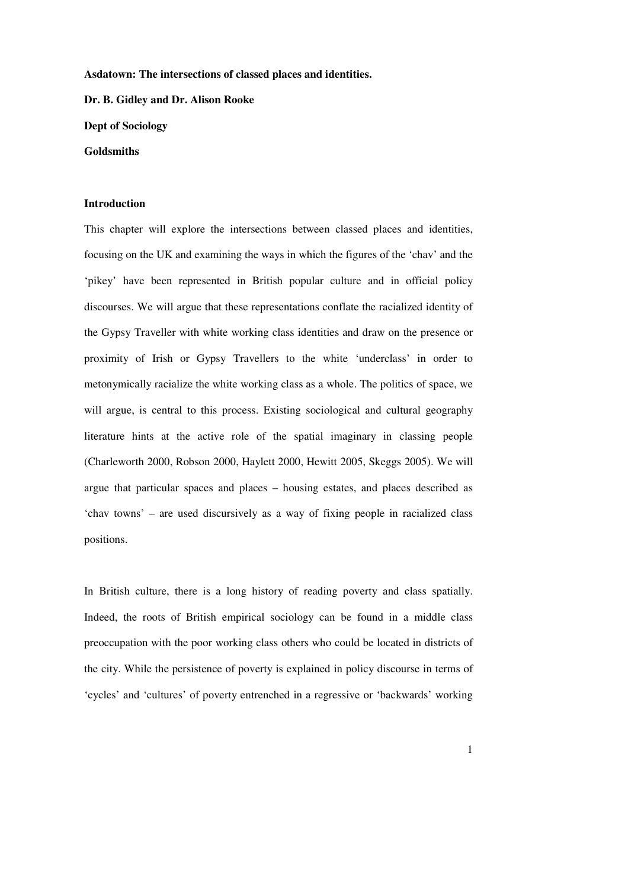**Asdatown: The intersections of classed places and identities.**

**Dr. B. Gidley and Dr. Alison Rooke**

**Dept of Sociology**

**Goldsmiths**

## Introduction

This chapter will explore the intersections between classed places and identities, focusing on the UK and examining the ways in which the figures of the 'chav' and the 'pikey' have been represented in British popular culture and in official policy discourses. We will argue that these representations conflate the racialized identity of the Gypsy Traveller with white working class identities and draw on the presence or proximity of Irish or Gypsy Travellers to the white 'underclass' in order to metonymically racialize the white working class as a whole. The politics of space, we will argue, is central to this process. Existing sociological and cultural geography literature hints at the active role of the spatial imaginary in classing people (Charleworth 2000, Robson 2000, Haylett 2000, Hewitt 2005, Skeggs 2005). We will argue that particular spaces and places – housing estates, and places described as 'chav towns' – are used discursively as a way of fixing people in racialized class positions.

In British culture, there is a long history of reading poverty and class spatially. Indeed, the roots of British empirical sociology can be found in a middle class preoccupation with the poor working class others who could be located in districts of the city. While the persistence of poverty is explained in policy discourse in terms of 'cycles' and 'cultures' of poverty entrenched in a regressive or 'backwards' working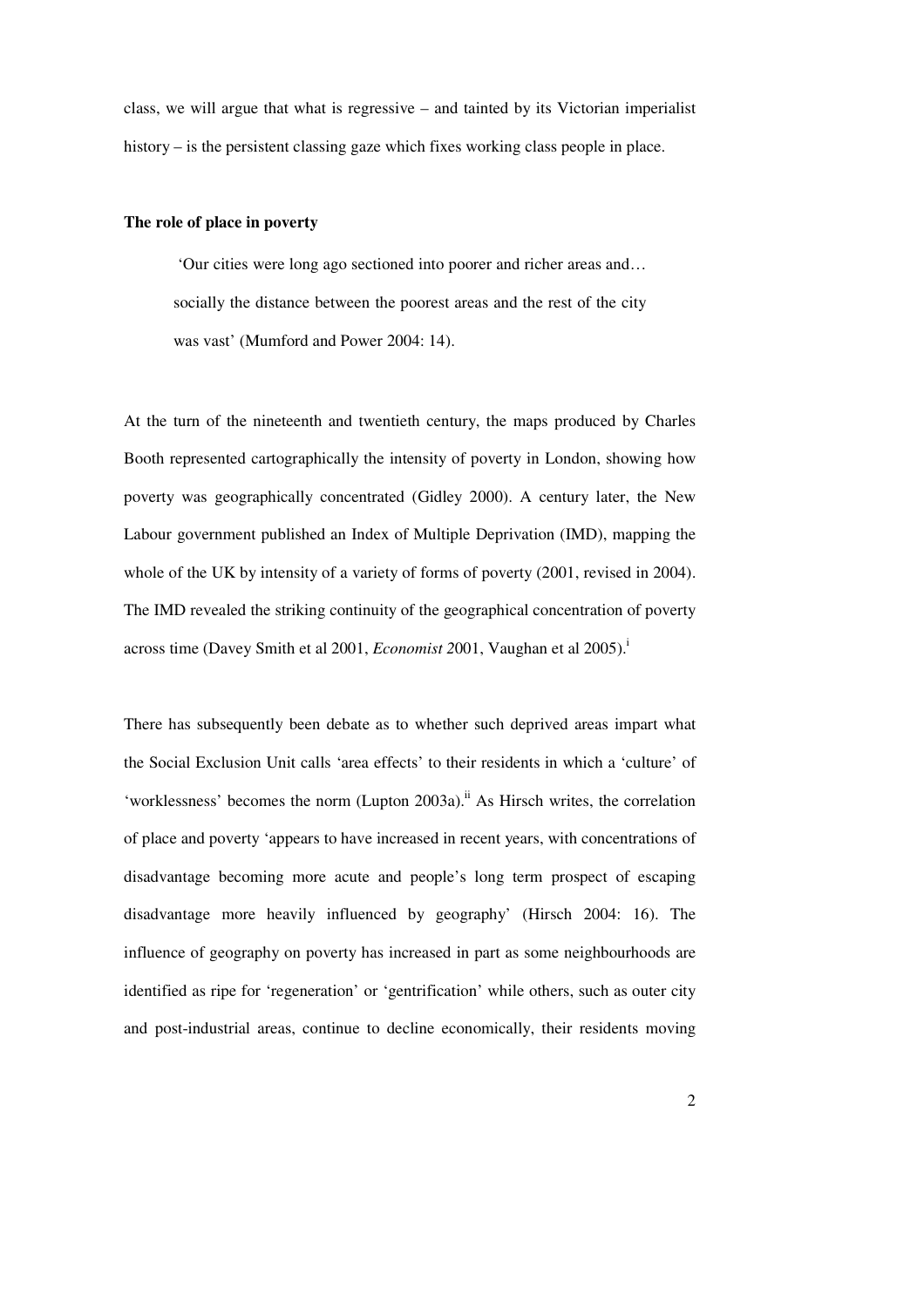class, we will argue that what is regressive – and tainted by its Victorian imperialist history – is the persistent classing gaze which fixes working class people in place.

**The role of place in poverty**

> 'Our cities were long ago sectioned into poorer and richer areas and… socially the distance between the poorest areas and the rest of the city was vast' (Mumford and Power 2004: 14).

At the turn of the nineteenth and twentieth century, the maps produced by Charles Booth represented cartographically the intensity of poverty in London, showing how poverty was geographically concentrated (Gidley 2000). A century later, the New Labour government published an Index of Multiple Deprivation (IMD), mapping the whole of the UK by intensity of a variety of forms of poverty (2001, revised in 2004). The IMD revealed the striking continuity of the geographical concentration of poverty across time (Davey Smith et al 2001, *Economist* 2001, Vaughan et al 2005).[i]

There has subsequently been debate as to whether such deprived areas impart what the Social Exclusion Unit calls 'area effects' to their residents in which a 'culture' of 'worklessness' becomes the norm (Lupton 2003a).[ii] As Hirsch writes, the correlation of place and poverty 'appears to have increased in recent years, with concentrations of disadvantage becoming more acute and people's long term prospect of escaping disadvantage more heavily influenced by geography' (Hirsch 2004: 16). The influence of geography on poverty has increased in part as some neighbourhoods are identified as ripe for 'regeneration' or 'gentrification' while others, such as outer city and post-industrial areas, continue to decline economically, their residents moving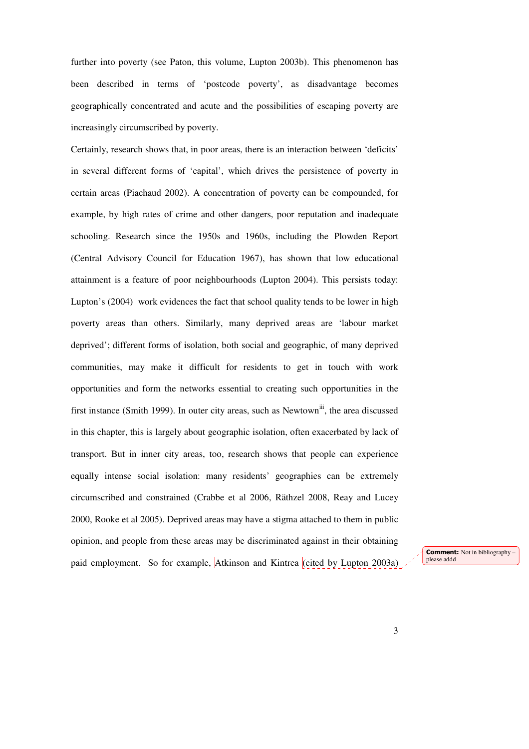further into poverty (see Paton, this volume, Lupton 2003b). This phenomenon has been described in terms of 'postcode poverty', as disadvantage becomes geographically concentrated and acute and the possibilities of escaping poverty are increasingly circumscribed by poverty.

Certainly, research shows that, in poor areas, there is an interaction between 'deficits' in several different forms of 'capital', which drives the persistence of poverty in certain areas (Piachaud 2002). A concentration of poverty can be compounded, for example, by high rates of crime and other dangers, poor reputation and inadequate schooling. Research since the 1950s and 1960s, including the Plowden Report (Central Advisory Council for Education 1967), has shown that low educational attainment is a feature of poor neighbourhoods (Lupton 2004). This persists today: Lupton's (2004) work evidences the fact that school quality tends to be lower in high poverty areas than others. Similarly, many deprived areas are 'labour market deprived'; different forms of isolation, both social and geographic, of many deprived communities, may make it difficult for residents to get in touch with work opportunities and form the networks essential to creating such opportunities in the first instance (Smith 1999). In outer city areas, such as Newtown[iii], the area discussed in this chapter, this is largely about geographic isolation, often exacerbated by lack of transport. But in inner city areas, too, research shows that people can experience equally intense social isolation: many residents' geographies can be extremely circumscribed and constrained (Crabbe et al 2006, Räthzel 2008, Reay and Lucey 2000, Rooke et al 2005). Deprived areas may have a stigma attached to them in public opinion, and people from these areas may be discriminated against in their obtaining paid employment. So for example, Atkinson and Kintrea (cited by Lupton 2003a)

**Comment:** Not in bibliography – please addd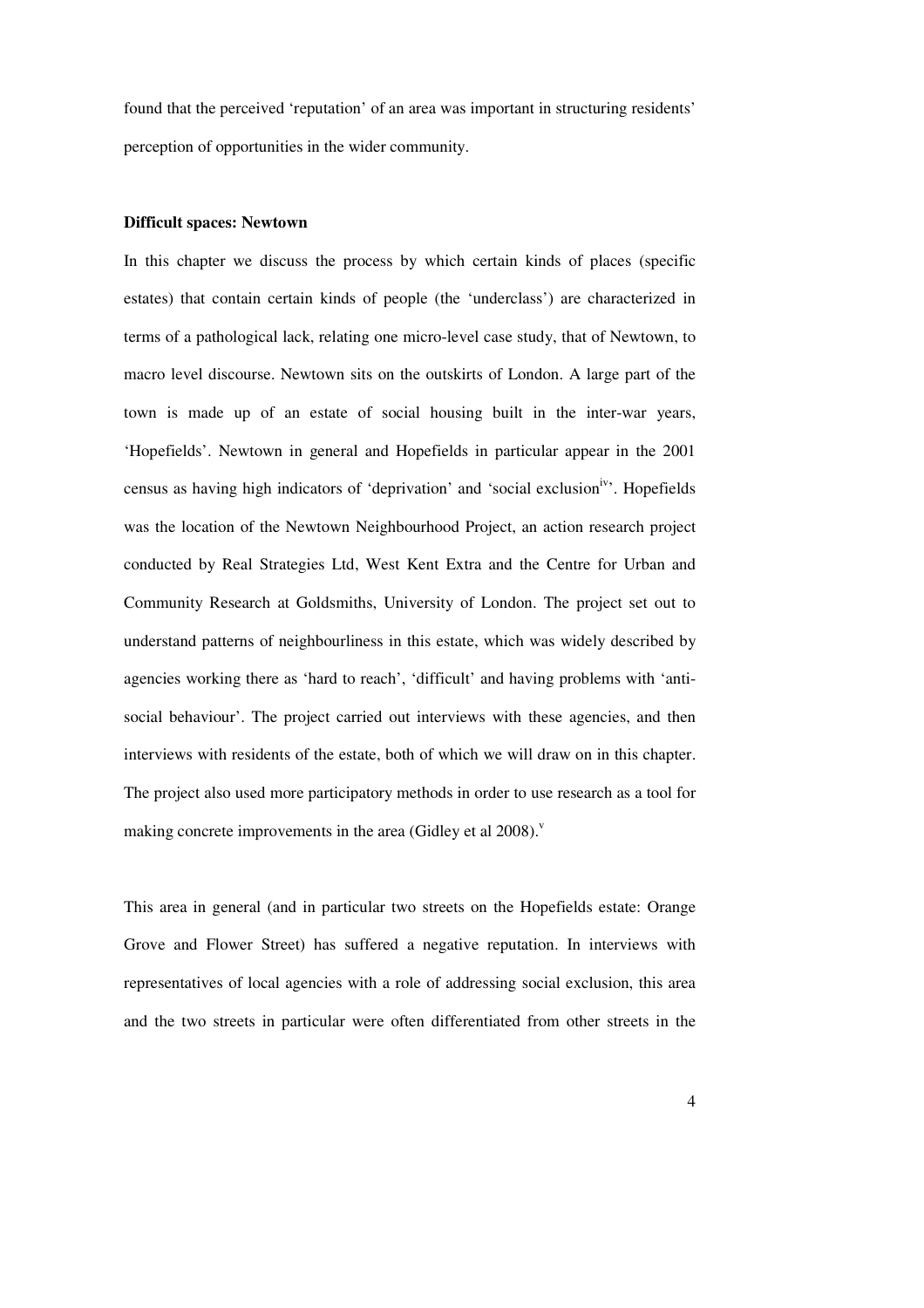found that the perceived 'reputation' of an area was important in structuring residents' perception of opportunities in the wider community.

**Difficult spaces: Newtown**

In this chapter we discuss the process by which certain kinds of places (specific estates) that contain certain kinds of people (the 'underclass') are characterized in terms of a pathological lack, relating one micro-level case study, that of Newtown, to macro level discourse. Newtown sits on the outskirts of London. A large part of the town is made up of an estate of social housing built in the inter-war years, 'Hopefields'. Newtown in general and Hopefields in particular appear in the 2001 census as having high indicators of 'deprivation' and 'social exclusion[iv]'. Hopefields was the location of the Newtown Neighbourhood Project, an action research project conducted by Real Strategies Ltd, West Kent Extra and the Centre for Urban and Community Research at Goldsmiths, University of London. The project set out to understand patterns of neighbourliness in this estate, which was widely described by agencies working there as 'hard to reach', 'difficult' and having problems with 'anti-social behaviour'. The project carried out interviews with these agencies, and then interviews with residents of the estate, both of which we will draw on in this chapter. The project also used more participatory methods in order to use research as a tool for making concrete improvements in the area (Gidley et al 2008).[v]

This area in general (and in particular two streets on the Hopefields estate: Orange Grove and Flower Street) has suffered a negative reputation. In interviews with representatives of local agencies with a role of addressing social exclusion, this area and the two streets in particular were often differentiated from other streets in the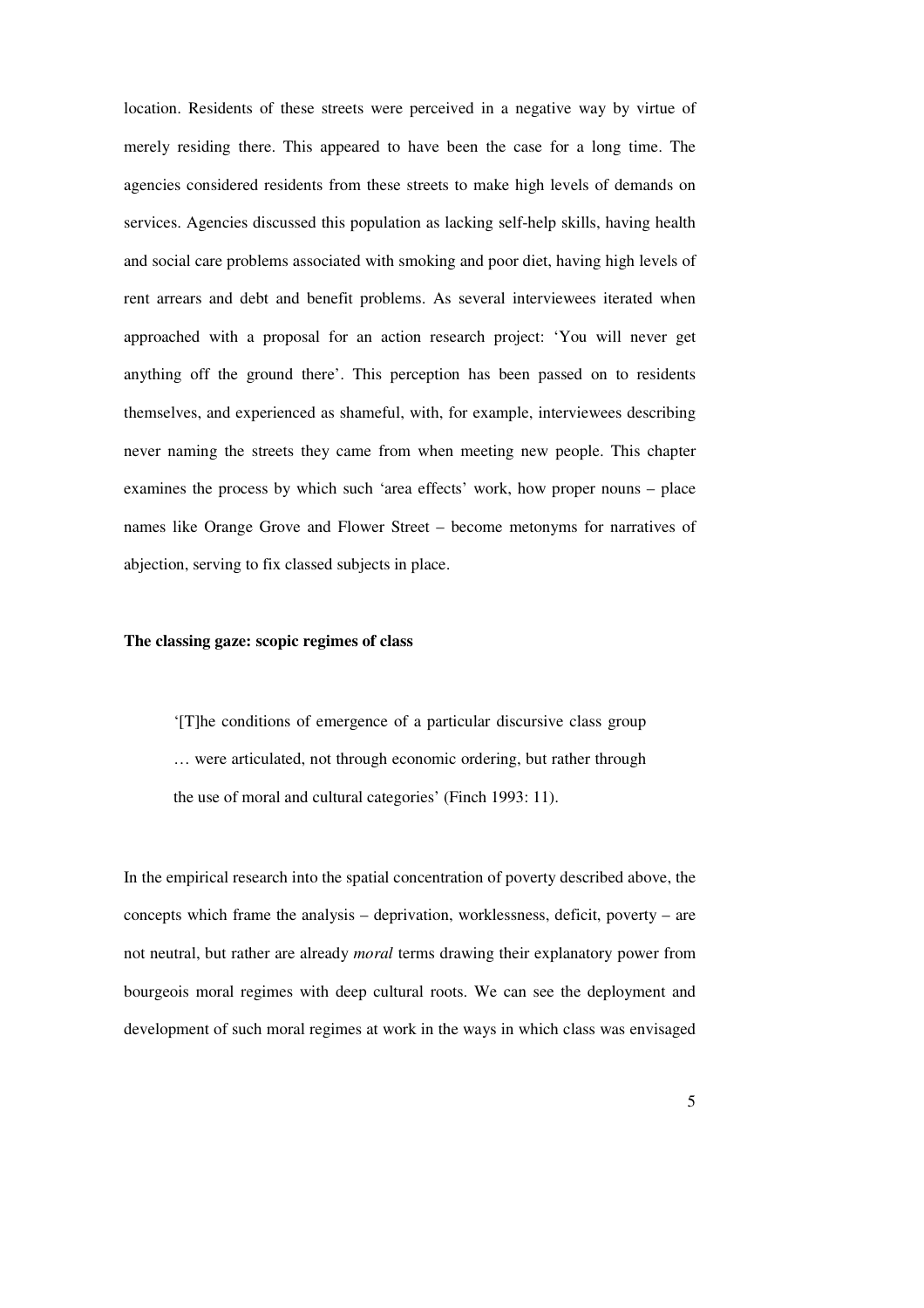location. Residents of these streets were perceived in a negative way by virtue of merely residing there. This appeared to have been the case for a long time. The agencies considered residents from these streets to make high levels of demands on services. Agencies discussed this population as lacking self-help skills, having health and social care problems associated with smoking and poor diet, having high levels of rent arrears and debt and benefit problems. As several interviewees iterated when approached with a proposal for an action research project: 'You will never get anything off the ground there'. This perception has been passed on to residents themselves, and experienced as shameful, with, for example, interviewees describing never naming the streets they came from when meeting new people. This chapter examines the process by which such 'area effects' work, how proper nouns – place names like Orange Grove and Flower Street – become metonyms for narratives of abjection, serving to fix classed subjects in place.

**The classing gaze: scopic regimes of class**

> '[T]he conditions of emergence of a particular discursive class group … were articulated, not through economic ordering, but rather through the use of moral and cultural categories' (Finch 1993: 11).

In the empirical research into the spatial concentration of poverty described above, the concepts which frame the analysis – deprivation, worklessness, deficit, poverty – are not neutral, but rather are already *moral* terms drawing their explanatory power from bourgeois moral regimes with deep cultural roots. We can see the deployment and development of such moral regimes at work in the ways in which class was envisaged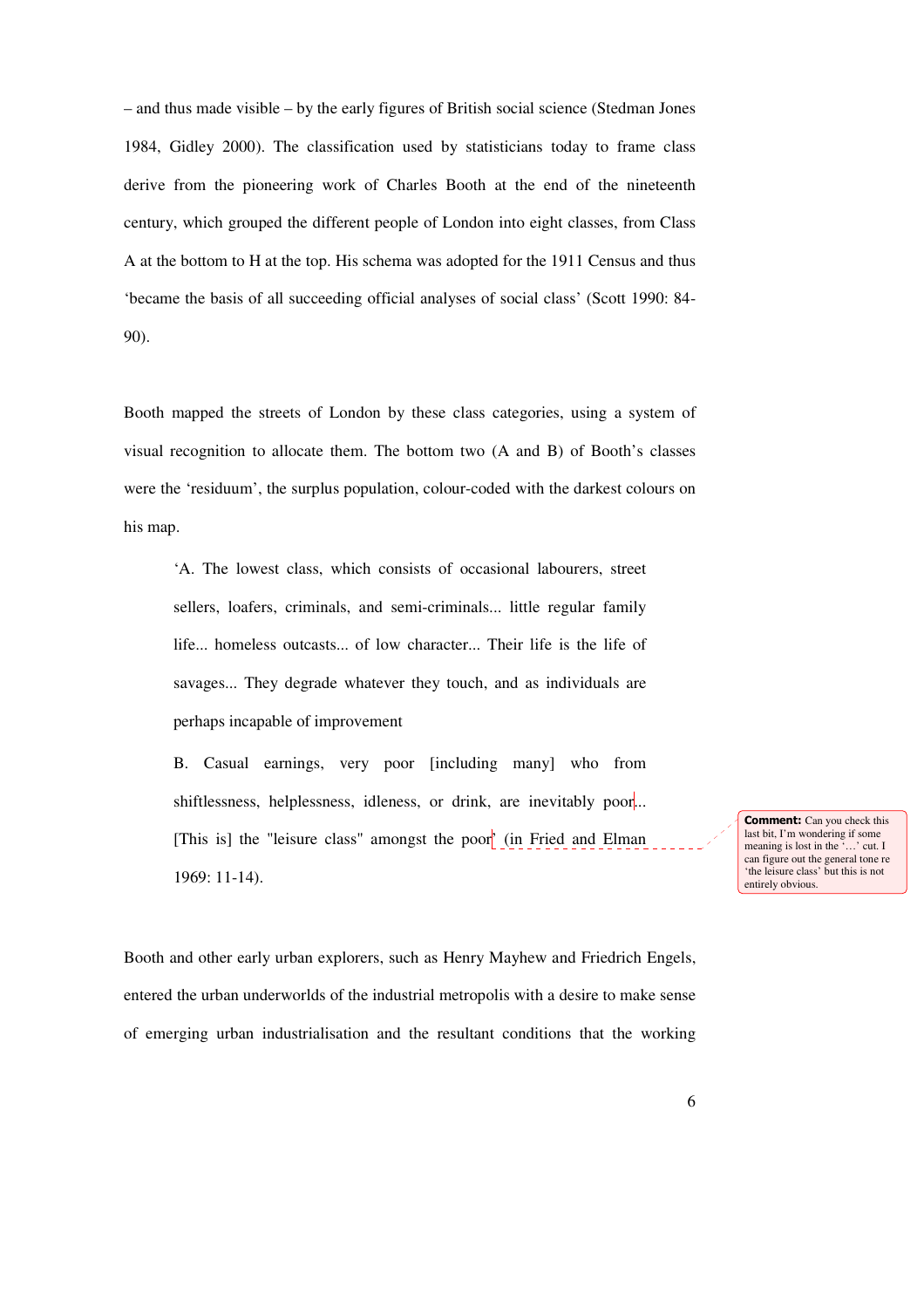– and thus made visible – by the early figures of British social science (Stedman Jones 1984, Gidley 2000). The classification used by statisticians today to frame class derive from the pioneering work of Charles Booth at the end of the nineteenth century, which grouped the different people of London into eight classes, from Class A at the bottom to H at the top. His schema was adopted for the 1911 Census and thus 'became the basis of all succeeding official analyses of social class' (Scott 1990: 84-90).

Booth mapped the streets of London by these class categories, using a system of visual recognition to allocate them. The bottom two (A and B) of Booth's classes were the 'residuum', the surplus population, colour-coded with the darkest colours on his map.

> 'A. The lowest class, which consists of occasional labourers, street sellers, loafers, criminals, and semi-criminals... little regular family life... homeless outcasts... of low character... Their life is the life of savages... They degrade whatever they touch, and as individuals are perhaps incapable of improvement
>
> B. Casual earnings, very poor [including many] who from shiftlessness, helplessness, idleness, or drink, are inevitably poor... [This is] the "leisure class" amongst the poor' (in Fried and Elman 1969: 11-14).

**Comment:** Can you check this last bit, I'm wondering if some meaning is lost in the '…' cut. I can figure out the general tone re 'the leisure class' but this is not entirely obvious.

Booth and other early urban explorers, such as Henry Mayhew and Friedrich Engels, entered the urban underworlds of the industrial metropolis with a desire to make sense of emerging urban industrialisation and the resultant conditions that the working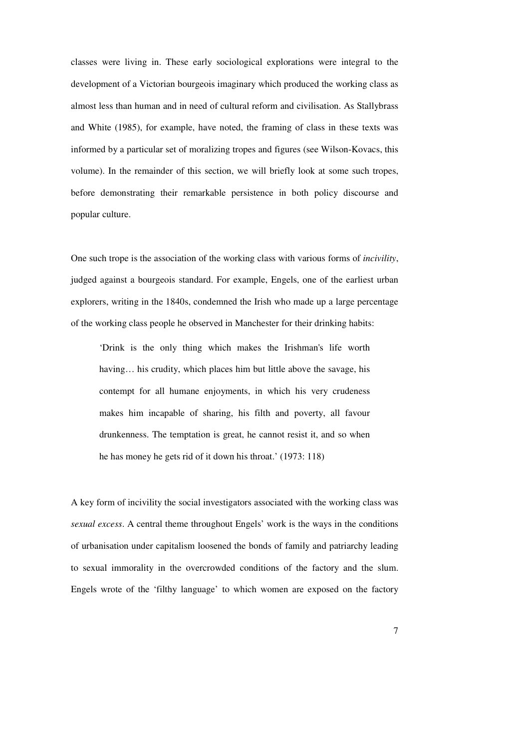classes were living in. These early sociological explorations were integral to the development of a Victorian bourgeois imaginary which produced the working class as almost less than human and in need of cultural reform and civilisation. As Stallybrass and White (1985), for example, have noted, the framing of class in these texts was informed by a particular set of moralizing tropes and figures (see Wilson-Kovacs, this volume). In the remainder of this section, we will briefly look at some such tropes, before demonstrating their remarkable persistence in both policy discourse and popular culture.

One such trope is the association of the working class with various forms of *incivility*, judged against a bourgeois standard. For example, Engels, one of the earliest urban explorers, writing in the 1840s, condemned the Irish who made up a large percentage of the working class people he observed in Manchester for their drinking habits:

> 'Drink is the only thing which makes the Irishman's life worth having… his crudity, which places him but little above the savage, his contempt for all humane enjoyments, in which his very crudeness makes him incapable of sharing, his filth and poverty, all favour drunkenness. The temptation is great, he cannot resist it, and so when he has money he gets rid of it down his throat.' (1973: 118)

A key form of incivility the social investigators associated with the working class was *sexual excess*. A central theme throughout Engels' work is the ways in the conditions of urbanisation under capitalism loosened the bonds of family and patriarchy leading to sexual immorality in the overcrowded conditions of the factory and the slum. Engels wrote of the 'filthy language' to which women are exposed on the factory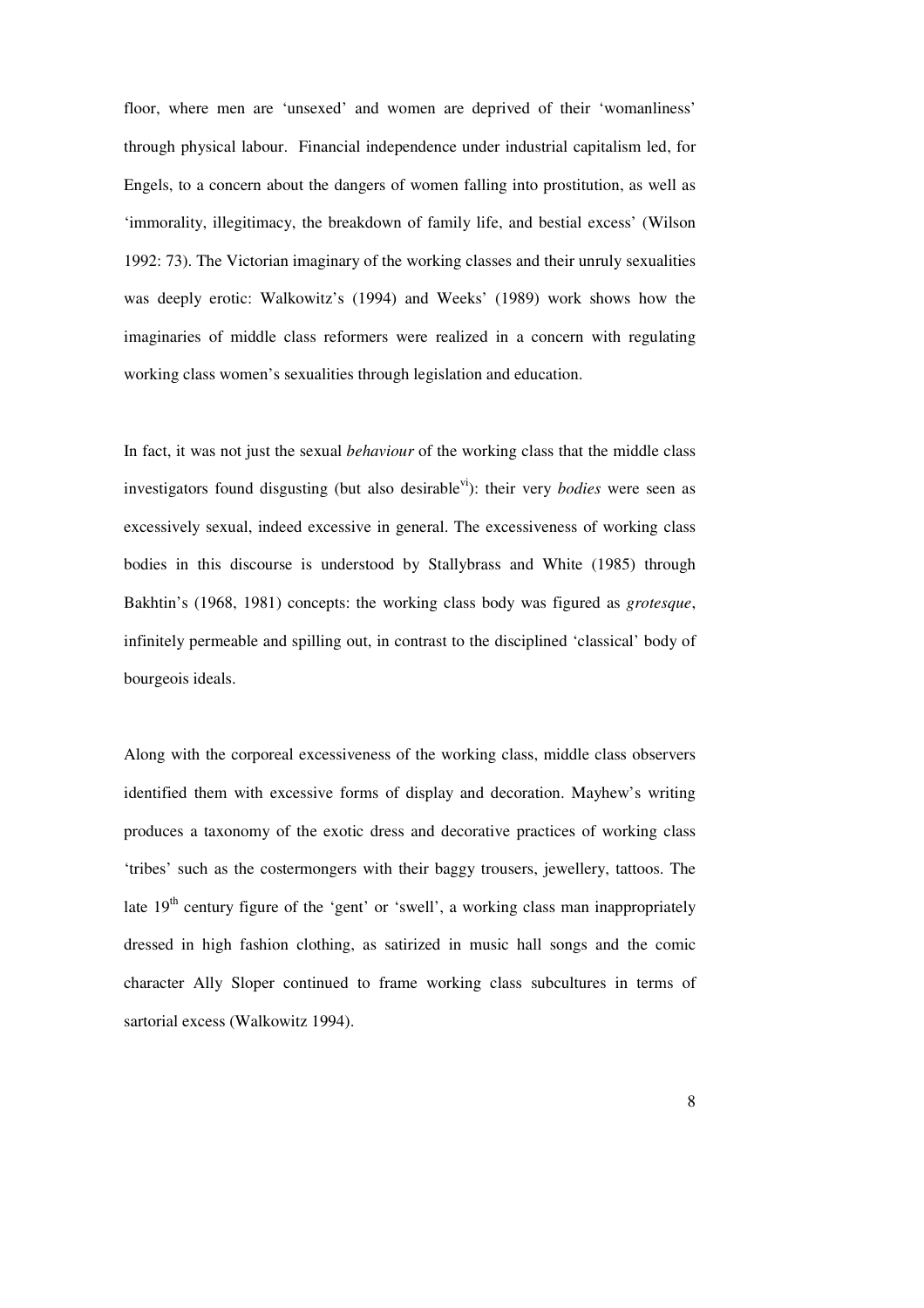floor, where men are 'unsexed' and women are deprived of their 'womanliness' through physical labour. Financial independence under industrial capitalism led, for Engels, to a concern about the dangers of women falling into prostitution, as well as 'immorality, illegitimacy, the breakdown of family life, and bestial excess' (Wilson 1992: 73). The Victorian imaginary of the working classes and their unruly sexualities was deeply erotic: Walkowitz's (1994) and Weeks' (1989) work shows how the imaginaries of middle class reformers were realized in a concern with regulating working class women's sexualities through legislation and education.

In fact, it was not just the sexual *behaviour* of the working class that the middle class investigators found disgusting (but also desirable[vi]): their very *bodies* were seen as excessively sexual, indeed excessive in general. The excessiveness of working class bodies in this discourse is understood by Stallybrass and White (1985) through Bakhtin's (1968, 1981) concepts: the working class body was figured as *grotesque*, infinitely permeable and spilling out, in contrast to the disciplined 'classical' body of bourgeois ideals.

Along with the corporeal excessiveness of the working class, middle class observers identified them with excessive forms of display and decoration. Mayhew's writing produces a taxonomy of the exotic dress and decorative practices of working class 'tribes' such as the costermongers with their baggy trousers, jewellery, tattoos. The late 19th century figure of the 'gent' or 'swell', a working class man inappropriately dressed in high fashion clothing, as satirized in music hall songs and the comic character Ally Sloper continued to frame working class subcultures in terms of sartorial excess (Walkowitz 1994).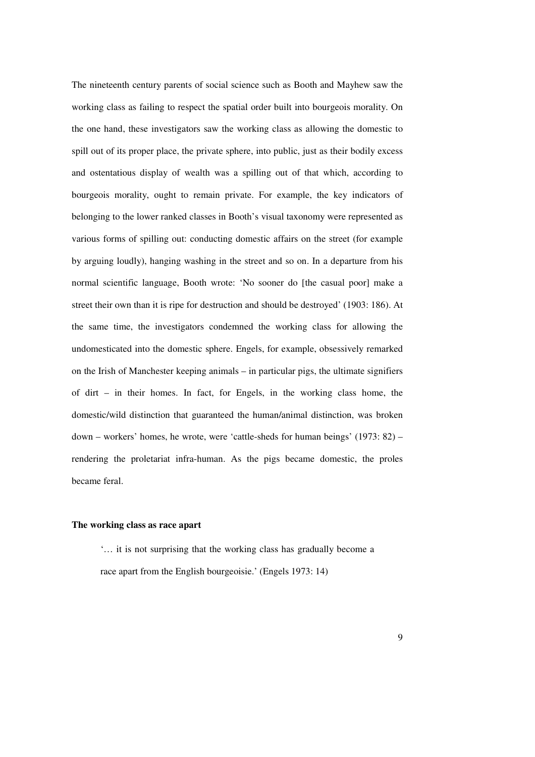The nineteenth century parents of social science such as Booth and Mayhew saw the working class as failing to respect the spatial order built into bourgeois morality. On the one hand, these investigators saw the working class as allowing the domestic to spill out of its proper place, the private sphere, into public, just as their bodily excess and ostentatious display of wealth was a spilling out of that which, according to bourgeois morality, ought to remain private. For example, the key indicators of belonging to the lower ranked classes in Booth's visual taxonomy were represented as various forms of spilling out: conducting domestic affairs on the street (for example by arguing loudly), hanging washing in the street and so on. In a departure from his normal scientific language, Booth wrote: 'No sooner do [the casual poor] make a street their own than it is ripe for destruction and should be destroyed' (1903: 186). At the same time, the investigators condemned the working class for allowing the undomesticated into the domestic sphere. Engels, for example, obsessively remarked on the Irish of Manchester keeping animals – in particular pigs, the ultimate signifiers of dirt – in their homes. In fact, for Engels, in the working class home, the domestic/wild distinction that guaranteed the human/animal distinction, was broken down – workers' homes, he wrote, were 'cattle-sheds for human beings' (1973: 82) – rendering the proletariat infra-human. As the pigs became domestic, the proles became feral.

### The working class as race apart

> '… it is not surprising that the working class has gradually become a race apart from the English bourgeoisie.' (Engels 1973: 14)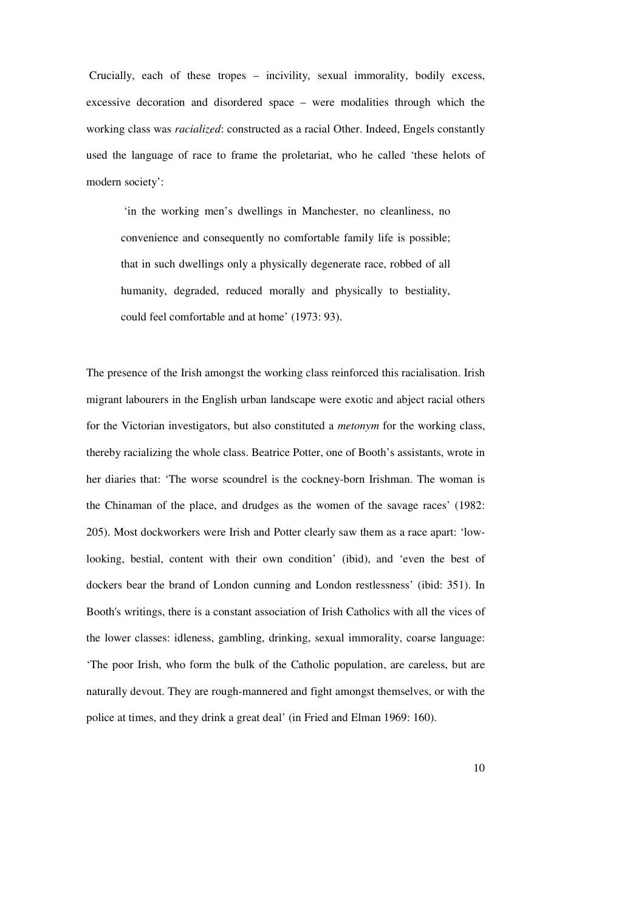Crucially, each of these tropes – incivility, sexual immorality, bodily excess, excessive decoration and disordered space – were modalities through which the working class was *racialized*: constructed as a racial Other. Indeed, Engels constantly used the language of race to frame the proletariat, who he called 'these helots of modern society':

> 'in the working men's dwellings in Manchester, no cleanliness, no convenience and consequently no comfortable family life is possible; that in such dwellings only a physically degenerate race, robbed of all humanity, degraded, reduced morally and physically to bestiality, could feel comfortable and at home' (1973: 93).

The presence of the Irish amongst the working class reinforced this racialisation. Irish migrant labourers in the English urban landscape were exotic and abject racial others for the Victorian investigators, but also constituted a *metonym* for the working class, thereby racializing the whole class. Beatrice Potter, one of Booth's assistants, wrote in her diaries that: 'The worse scoundrel is the cockney-born Irishman. The woman is the Chinaman of the place, and drudges as the women of the savage races' (1982: 205). Most dockworkers were Irish and Potter clearly saw them as a race apart: 'low-looking, bestial, content with their own condition' (ibid), and 'even the best of dockers bear the brand of London cunning and London restlessness' (ibid: 351). In Booth's writings, there is a constant association of Irish Catholics with all the vices of the lower classes: idleness, gambling, drinking, sexual immorality, coarse language: 'The poor Irish, who form the bulk of the Catholic population, are careless, but are naturally devout. They are rough-mannered and fight amongst themselves, or with the police at times, and they drink a great deal' (in Fried and Elman 1969: 160).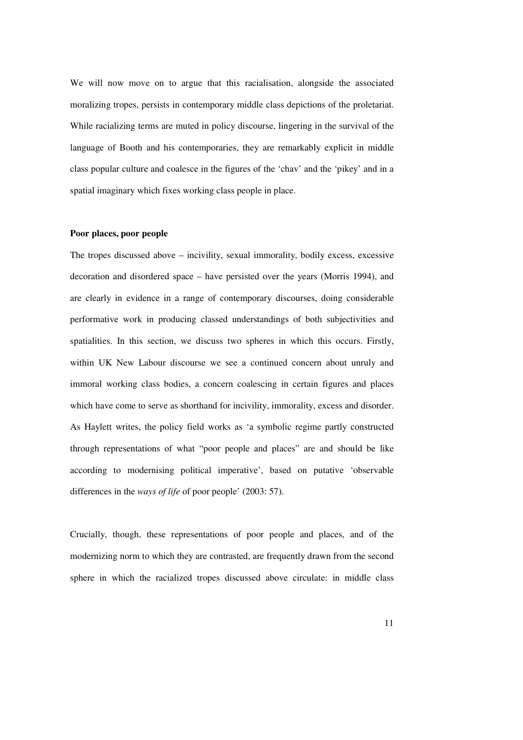We will now move on to argue that this racialisation, alongside the associated moralizing tropes, persists in contemporary middle class depictions of the proletariat. While racializing terms are muted in policy discourse, lingering in the survival of the language of Booth and his contemporaries, they are remarkably explicit in middle class popular culture and coalesce in the figures of the 'chav' and the 'pikey' and in a spatial imaginary which fixes working class people in place.

### **Poor places, poor people**

The tropes discussed above – incivility, sexual immorality, bodily excess, excessive decoration and disordered space – have persisted over the years (Morris 1994), and are clearly in evidence in a range of contemporary discourses, doing considerable performative work in producing classed understandings of both subjectivities and spatialities. In this section, we discuss two spheres in which this occurs. Firstly, within UK New Labour discourse we see a continued concern about unruly and immoral working class bodies, a concern coalescing in certain figures and places which have come to serve as shorthand for incivility, immorality, excess and disorder. As Haylett writes, the policy field works as 'a symbolic regime partly constructed through representations of what "poor people and places" are and should be like according to modernising political imperative', based on putative 'observable differences in the *ways of life* of poor people' (2003: 57).

Crucially, though, these representations of poor people and places, and of the modernizing norm to which they are contrasted, are frequently drawn from the second sphere in which the racialized tropes discussed above circulate: in middle class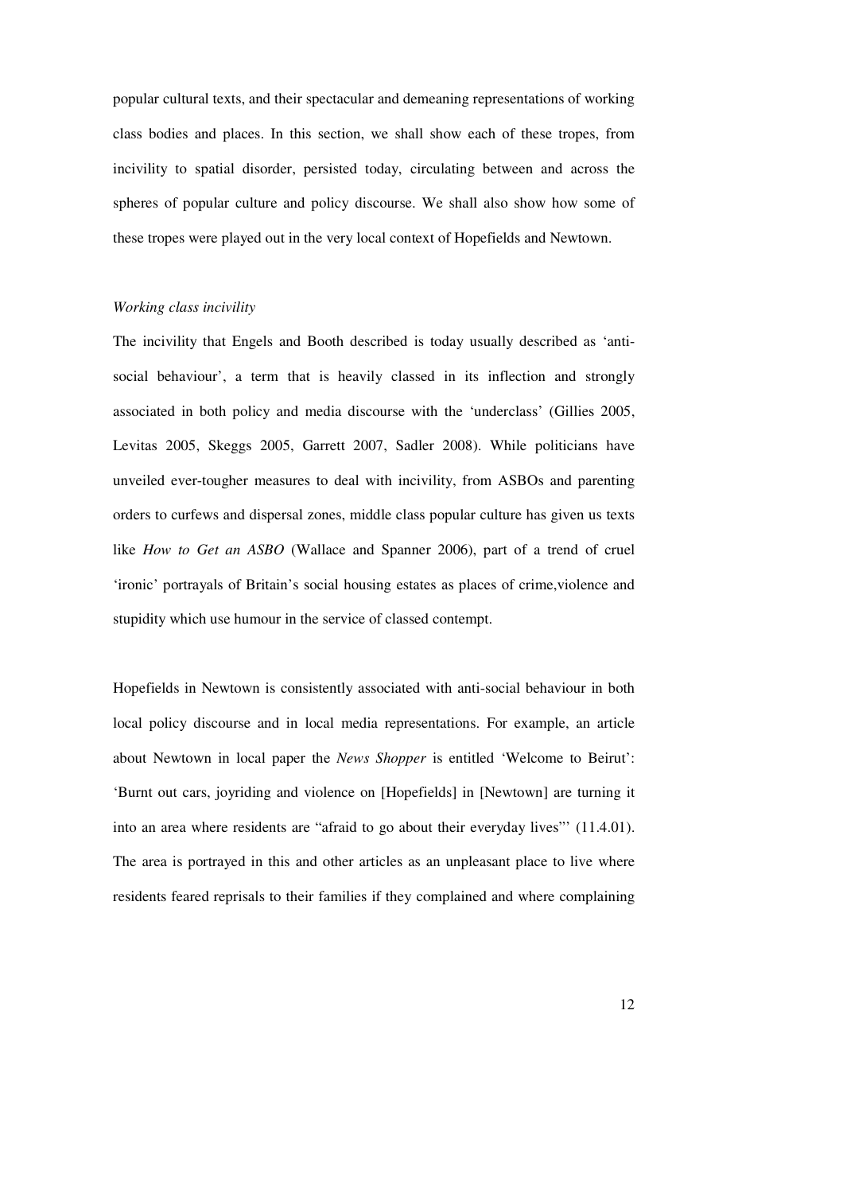popular cultural texts, and their spectacular and demeaning representations of working class bodies and places. In this section, we shall show each of these tropes, from incivility to spatial disorder, persisted today, circulating between and across the spheres of popular culture and policy discourse. We shall also show how some of these tropes were played out in the very local context of Hopefields and Newtown.

*Working class incivility*

The incivility that Engels and Booth described is today usually described as 'anti-social behaviour', a term that is heavily classed in its inflection and strongly associated in both policy and media discourse with the 'underclass' (Gillies 2005, Levitas 2005, Skeggs 2005, Garrett 2007, Sadler 2008). While politicians have unveiled ever-tougher measures to deal with incivility, from ASBOs and parenting orders to curfews and dispersal zones, middle class popular culture has given us texts like *How to Get an ASBO* (Wallace and Spanner 2006), part of a trend of cruel 'ironic' portrayals of Britain's social housing estates as places of crime,violence and stupidity which use humour in the service of classed contempt.

Hopefields in Newtown is consistently associated with anti-social behaviour in both local policy discourse and in local media representations. For example, an article about Newtown in local paper the *News Shopper* is entitled 'Welcome to Beirut': 'Burnt out cars, joyriding and violence on [Hopefields] in [Newtown] are turning it into an area where residents are "afraid to go about their everyday lives"' (11.4.01). The area is portrayed in this and other articles as an unpleasant place to live where residents feared reprisals to their families if they complained and where complaining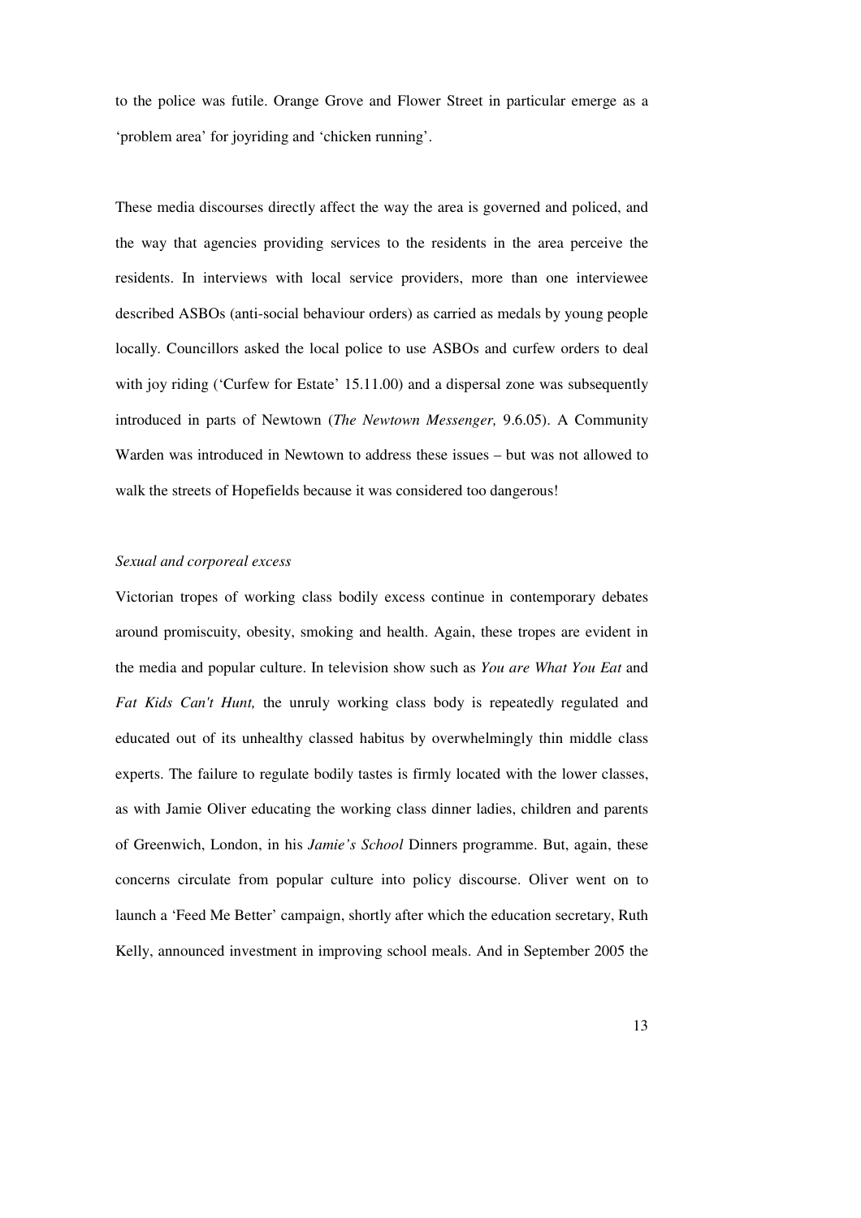to the police was futile. Orange Grove and Flower Street in particular emerge as a 'problem area' for joyriding and 'chicken running'.

These media discourses directly affect the way the area is governed and policed, and the way that agencies providing services to the residents in the area perceive the residents. In interviews with local service providers, more than one interviewee described ASBOs (anti-social behaviour orders) as carried as medals by young people locally. Councillors asked the local police to use ASBOs and curfew orders to deal with joy riding ('Curfew for Estate' 15.11.00) and a dispersal zone was subsequently introduced in parts of Newtown (*The Newtown Messenger,* 9.6.05). A Community Warden was introduced in Newtown to address these issues – but was not allowed to walk the streets of Hopefields because it was considered too dangerous!

*Sexual and corporeal excess*

Victorian tropes of working class bodily excess continue in contemporary debates around promiscuity, obesity, smoking and health. Again, these tropes are evident in the media and popular culture. In television show such as *You are What You Eat* and *Fat Kids Can't Hunt,* the unruly working class body is repeatedly regulated and educated out of its unhealthy classed habitus by overwhelmingly thin middle class experts. The failure to regulate bodily tastes is firmly located with the lower classes, as with Jamie Oliver educating the working class dinner ladies, children and parents of Greenwich, London, in his *Jamie's School* Dinners programme. But, again, these concerns circulate from popular culture into policy discourse. Oliver went on to launch a 'Feed Me Better' campaign, shortly after which the education secretary, Ruth Kelly, announced investment in improving school meals. And in September 2005 the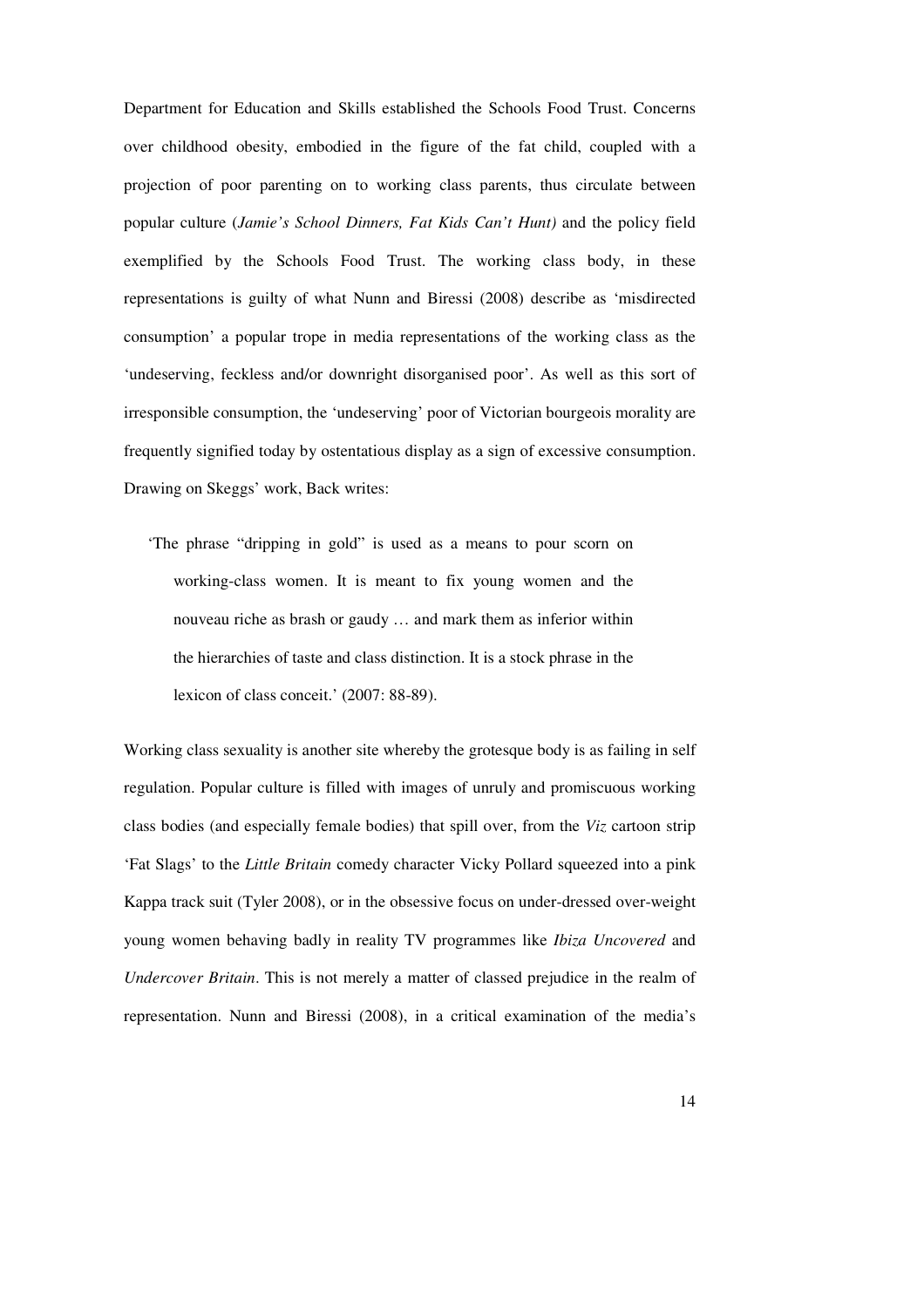Department for Education and Skills established the Schools Food Trust. Concerns over childhood obesity, embodied in the figure of the fat child, coupled with a projection of poor parenting on to working class parents, thus circulate between popular culture (*Jamie's School Dinners, Fat Kids Can't Hunt)* and the policy field exemplified by the Schools Food Trust. The working class body, in these representations is guilty of what Nunn and Biressi (2008) describe as 'misdirected consumption' a popular trope in media representations of the working class as the 'undeserving, feckless and/or downright disorganised poor'. As well as this sort of irresponsible consumption, the 'undeserving' poor of Victorian bourgeois morality are frequently signified today by ostentatious display as a sign of excessive consumption. Drawing on Skeggs' work, Back writes:

> 'The phrase "dripping in gold" is used as a means to pour scorn on working-class women. It is meant to fix young women and the nouveau riche as brash or gaudy … and mark them as inferior within the hierarchies of taste and class distinction. It is a stock phrase in the lexicon of class conceit.' (2007: 88-89).

Working class sexuality is another site whereby the grotesque body is as failing in self regulation. Popular culture is filled with images of unruly and promiscuous working class bodies (and especially female bodies) that spill over, from the *Viz* cartoon strip 'Fat Slags' to the *Little Britain* comedy character Vicky Pollard squeezed into a pink Kappa track suit (Tyler 2008), or in the obsessive focus on under-dressed over-weight young women behaving badly in reality TV programmes like *Ibiza Uncovered* and *Undercover Britain*. This is not merely a matter of classed prejudice in the realm of representation. Nunn and Biressi (2008), in a critical examination of the media's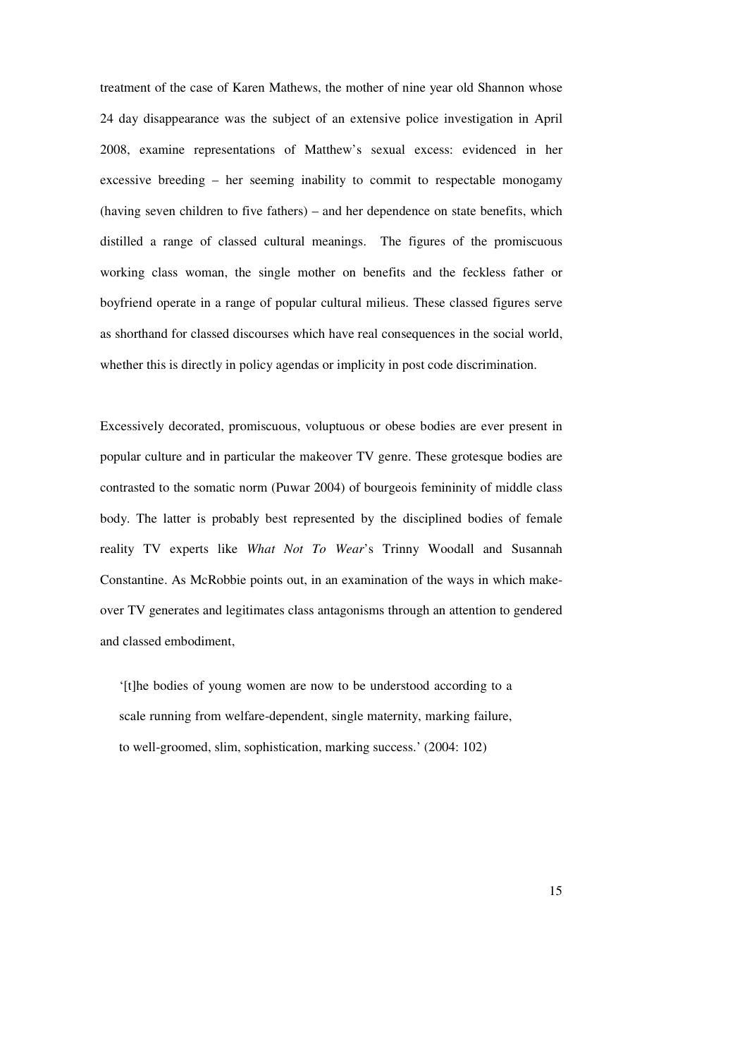treatment of the case of Karen Mathews, the mother of nine year old Shannon whose 24 day disappearance was the subject of an extensive police investigation in April 2008, examine representations of Matthew's sexual excess: evidenced in her excessive breeding – her seeming inability to commit to respectable monogamy (having seven children to five fathers) – and her dependence on state benefits, which distilled a range of classed cultural meanings. The figures of the promiscuous working class woman, the single mother on benefits and the feckless father or boyfriend operate in a range of popular cultural milieus. These classed figures serve as shorthand for classed discourses which have real consequences in the social world, whether this is directly in policy agendas or implicity in post code discrimination.

Excessively decorated, promiscuous, voluptuous or obese bodies are ever present in popular culture and in particular the makeover TV genre. These grotesque bodies are contrasted to the somatic norm (Puwar 2004) of bourgeois femininity of middle class body. The latter is probably best represented by the disciplined bodies of female reality TV experts like *What Not To Wear*'s Trinny Woodall and Susannah Constantine. As McRobbie points out, in an examination of the ways in which make-over TV generates and legitimates class antagonisms through an attention to gendered and classed embodiment,

> '[t]he bodies of young women are now to be understood according to a scale running from welfare-dependent, single maternity, marking failure, to well-groomed, slim, sophistication, marking success.' (2004: 102)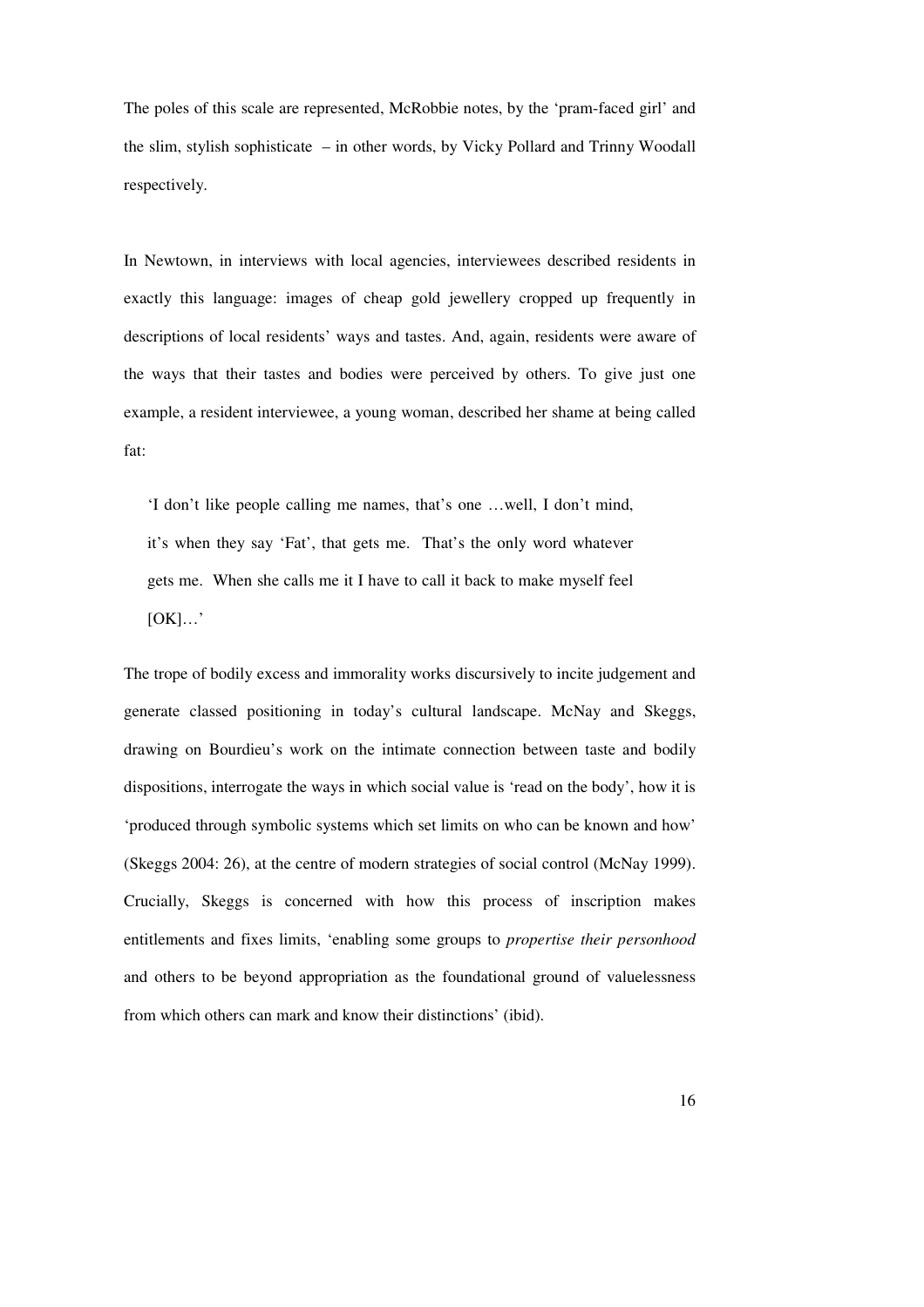The poles of this scale are represented, McRobbie notes, by the 'pram-faced girl' and the slim, stylish sophisticate – in other words, by Vicky Pollard and Trinny Woodall respectively.

In Newtown, in interviews with local agencies, interviewees described residents in exactly this language: images of cheap gold jewellery cropped up frequently in descriptions of local residents' ways and tastes. And, again, residents were aware of the ways that their tastes and bodies were perceived by others. To give just one example, a resident interviewee, a young woman, described her shame at being called fat:

> 'I don't like people calling me names, that's one …well, I don't mind, it's when they say 'Fat', that gets me. That's the only word whatever gets me. When she calls me it I have to call it back to make myself feel [OK]…'

The trope of bodily excess and immorality works discursively to incite judgement and generate classed positioning in today's cultural landscape. McNay and Skeggs, drawing on Bourdieu's work on the intimate connection between taste and bodily dispositions, interrogate the ways in which social value is 'read on the body', how it is 'produced through symbolic systems which set limits on who can be known and how' (Skeggs 2004: 26), at the centre of modern strategies of social control (McNay 1999). Crucially, Skeggs is concerned with how this process of inscription makes entitlements and fixes limits, 'enabling some groups to *propertise their personhood* and others to be beyond appropriation as the foundational ground of valuelessness from which others can mark and know their distinctions' (ibid).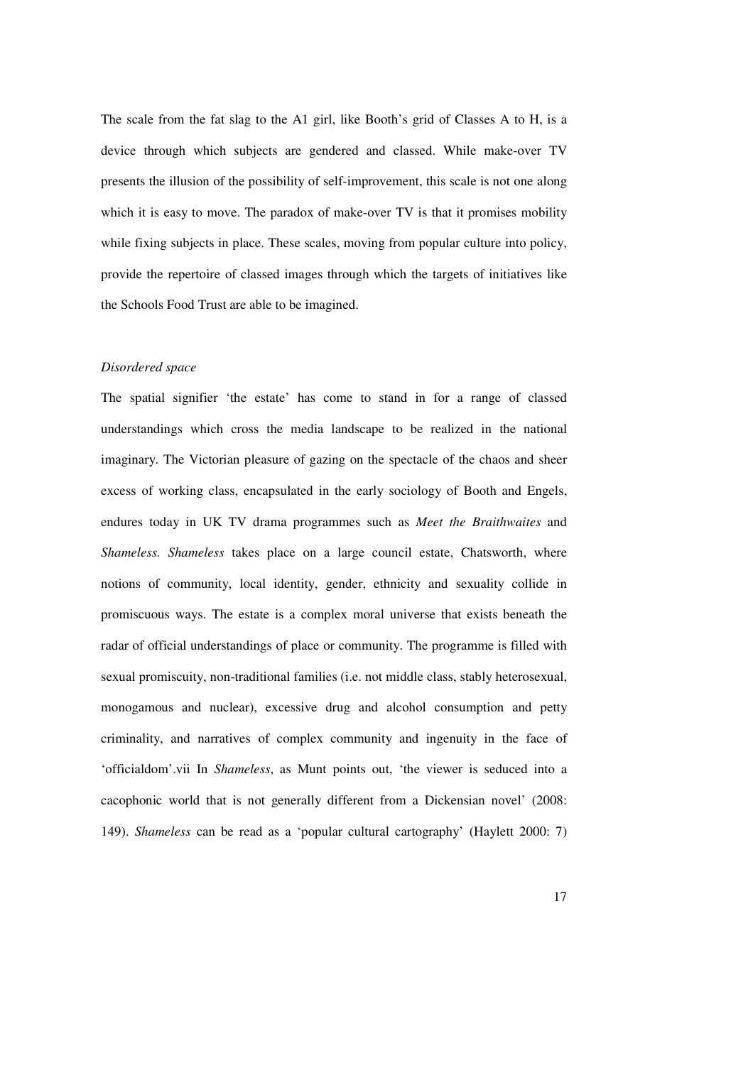The scale from the fat slag to the A1 girl, like Booth's grid of Classes A to H, is a device through which subjects are gendered and classed. While make-over TV presents the illusion of the possibility of self-improvement, this scale is not one along which it is easy to move. The paradox of make-over TV is that it promises mobility while fixing subjects in place. These scales, moving from popular culture into policy, provide the repertoire of classed images through which the targets of initiatives like the Schools Food Trust are able to be imagined.

*Disordered space*

The spatial signifier 'the estate' has come to stand in for a range of classed understandings which cross the media landscape to be realized in the national imaginary. The Victorian pleasure of gazing on the spectacle of the chaos and sheer excess of working class, encapsulated in the early sociology of Booth and Engels, endures today in UK TV drama programmes such as *Meet the Braithwaites* and *Shameless*. *Shameless* takes place on a large council estate, Chatsworth, where notions of community, local identity, gender, ethnicity and sexuality collide in promiscuous ways. The estate is a complex moral universe that exists beneath the radar of official understandings of place or community. The programme is filled with sexual promiscuity, non-traditional families (i.e. not middle class, stably heterosexual, monogamous and nuclear), excessive drug and alcohol consumption and petty criminality, and narratives of complex community and ingenuity in the face of 'officialdom'.vii In *Shameless*, as Munt points out, 'the viewer is seduced into a cacophonic world that is not generally different from a Dickensian novel' (2008: 149). *Shameless* can be read as a 'popular cultural cartography' (Haylett 2000: 7)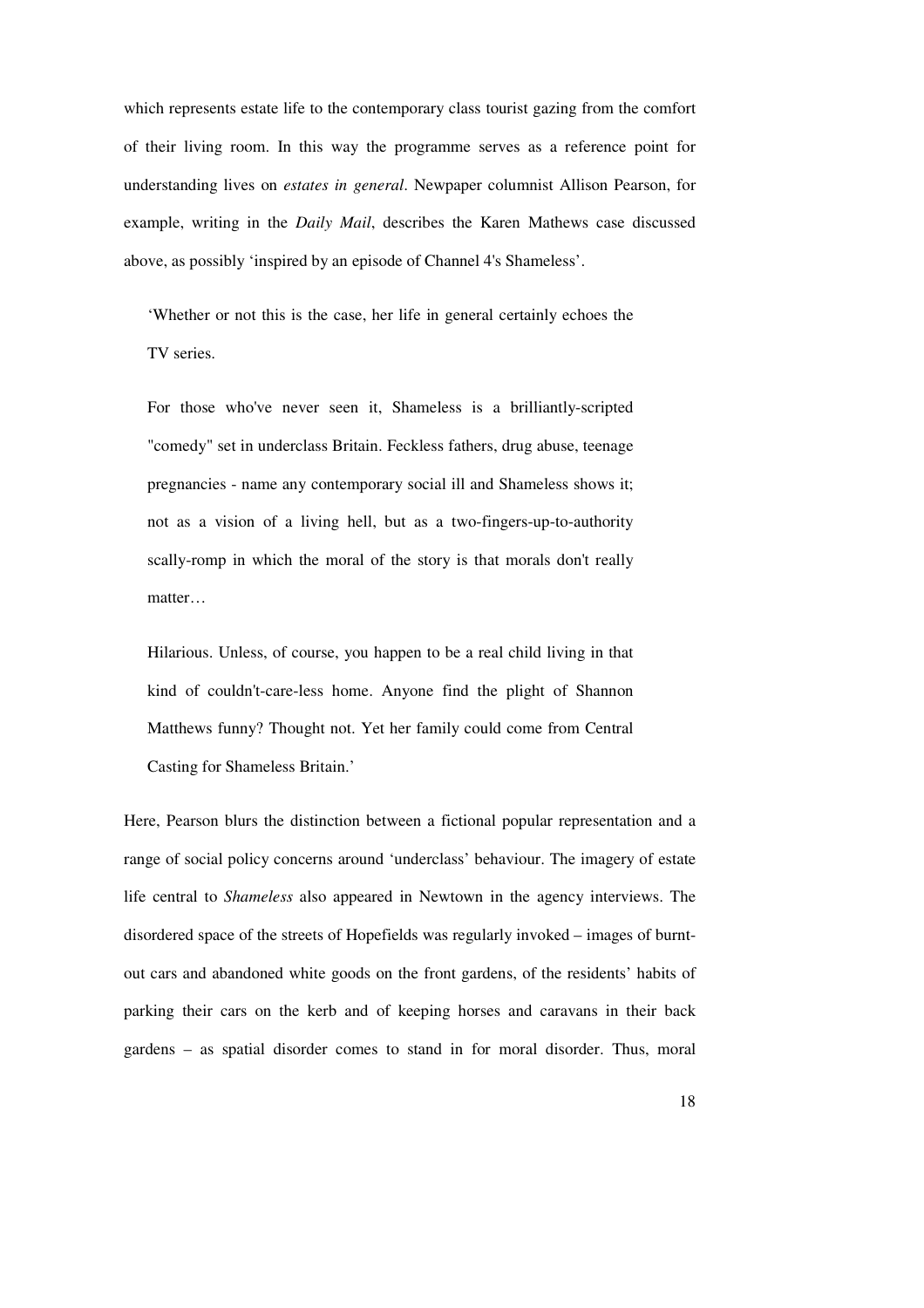which represents estate life to the contemporary class tourist gazing from the comfort of their living room. In this way the programme serves as a reference point for understanding lives on *estates in general*. Newpaper columnist Allison Pearson, for example, writing in the *Daily Mail*, describes the Karen Mathews case discussed above, as possibly 'inspired by an episode of Channel 4's Shameless'.

> 'Whether or not this is the case, her life in general certainly echoes the TV series.
>
> For those who've never seen it, Shameless is a brilliantly-scripted "comedy" set in underclass Britain. Feckless fathers, drug abuse, teenage pregnancies - name any contemporary social ill and Shameless shows it; not as a vision of a living hell, but as a two-fingers-up-to-authority scally-romp in which the moral of the story is that morals don't really matter…
>
> Hilarious. Unless, of course, you happen to be a real child living in that kind of couldn't-care-less home. Anyone find the plight of Shannon Matthews funny? Thought not. Yet her family could come from Central Casting for Shameless Britain.'

Here, Pearson blurs the distinction between a fictional popular representation and a range of social policy concerns around 'underclass' behaviour. The imagery of estate life central to *Shameless* also appeared in Newtown in the agency interviews. The disordered space of the streets of Hopefields was regularly invoked – images of burnt-out cars and abandoned white goods on the front gardens, of the residents' habits of parking their cars on the kerb and of keeping horses and caravans in their back gardens – as spatial disorder comes to stand in for moral disorder. Thus, moral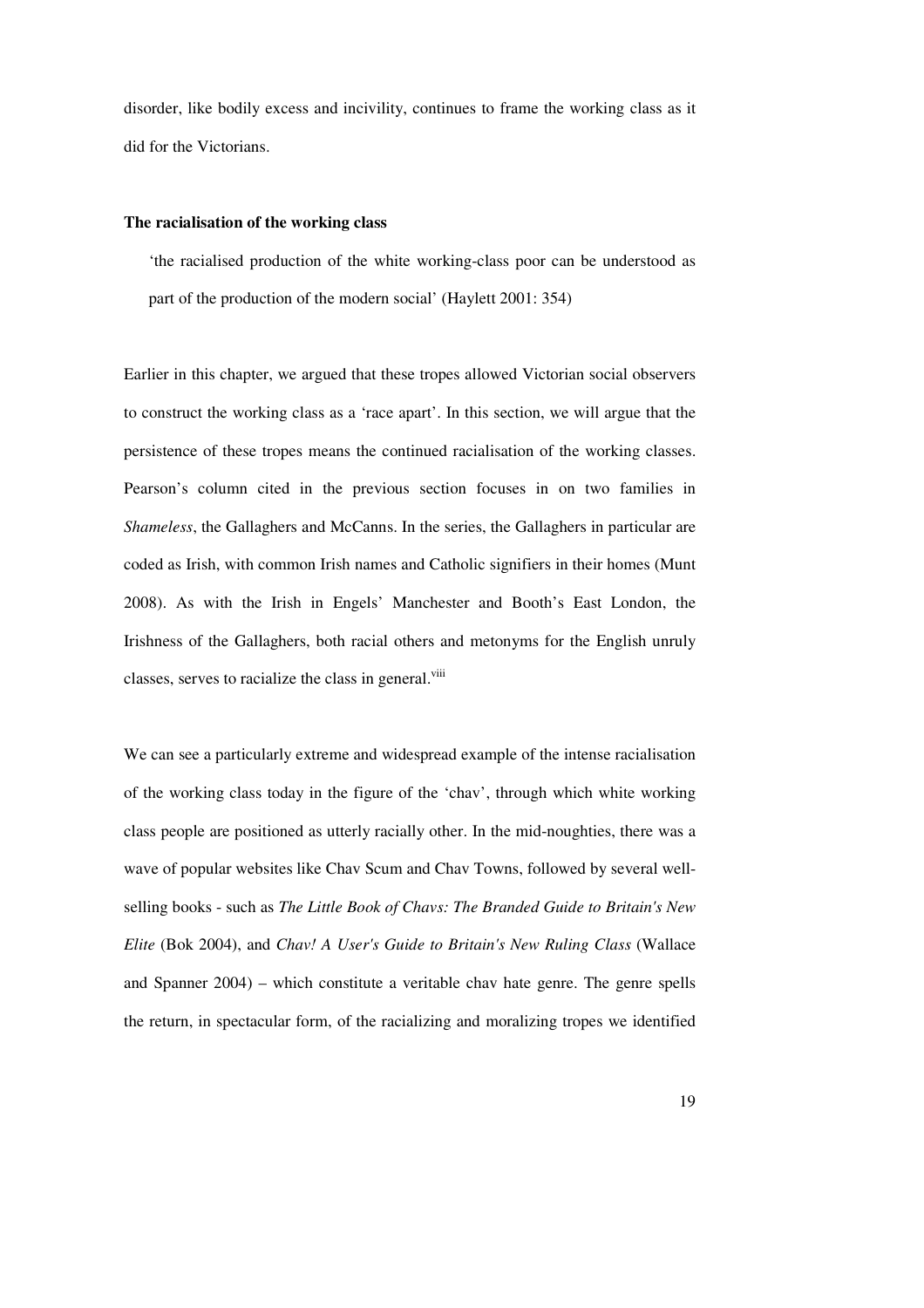disorder, like bodily excess and incivility, continues to frame the working class as it did for the Victorians.

**The racialisation of the working class**

> 'the racialised production of the white working-class poor can be understood as part of the production of the modern social' (Haylett 2001: 354)

Earlier in this chapter, we argued that these tropes allowed Victorian social observers to construct the working class as a 'race apart'. In this section, we will argue that the persistence of these tropes means the continued racialisation of the working classes. Pearson's column cited in the previous section focuses in on two families in *Shameless*, the Gallaghers and McCanns. In the series, the Gallaghers in particular are coded as Irish, with common Irish names and Catholic signifiers in their homes (Munt 2008). As with the Irish in Engels' Manchester and Booth's East London, the Irishness of the Gallaghers, both racial others and metonyms for the English unruly classes, serves to racialize the class in general.[viii]

We can see a particularly extreme and widespread example of the intense racialisation of the working class today in the figure of the 'chav', through which white working class people are positioned as utterly racially other. In the mid-noughties, there was a wave of popular websites like Chav Scum and Chav Towns, followed by several well-selling books - such as *The Little Book of Chavs: The Branded Guide to Britain's New Elite* (Bok 2004), and *Chav! A User's Guide to Britain's New Ruling Class* (Wallace and Spanner 2004) – which constitute a veritable chav hate genre. The genre spells the return, in spectacular form, of the racializing and moralizing tropes we identified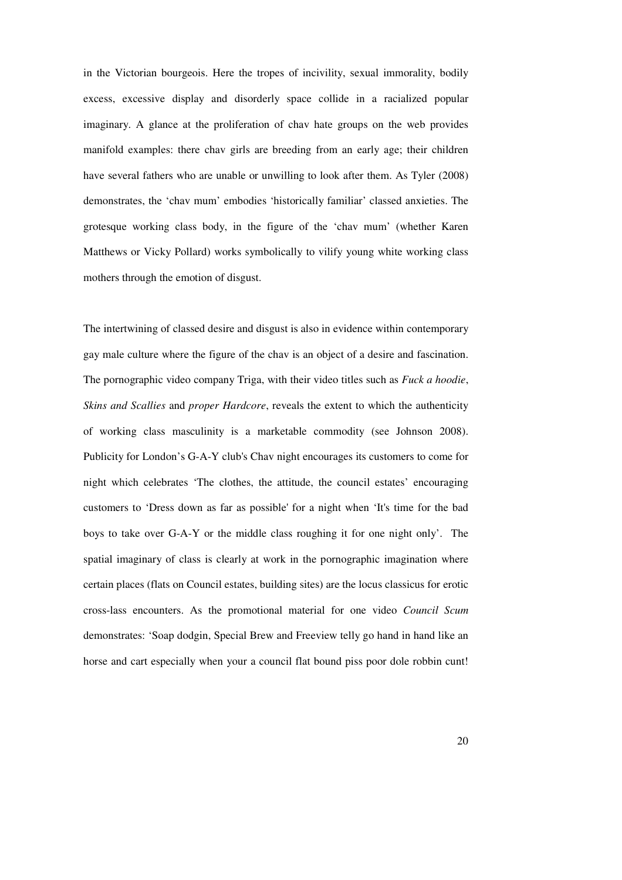in the Victorian bourgeois. Here the tropes of incivility, sexual immorality, bodily excess, excessive display and disorderly space collide in a racialized popular imaginary. A glance at the proliferation of chav hate groups on the web provides manifold examples: there chav girls are breeding from an early age; their children have several fathers who are unable or unwilling to look after them. As Tyler (2008) demonstrates, the 'chav mum' embodies 'historically familiar' classed anxieties. The grotesque working class body, in the figure of the 'chav mum' (whether Karen Matthews or Vicky Pollard) works symbolically to vilify young white working class mothers through the emotion of disgust.

The intertwining of classed desire and disgust is also in evidence within contemporary gay male culture where the figure of the chav is an object of a desire and fascination. The pornographic video company Triga, with their video titles such as *Fuck a hoodie*, *Skins and Scallies* and *proper Hardcore*, reveals the extent to which the authenticity of working class masculinity is a marketable commodity (see Johnson 2008). Publicity for London's G-A-Y club's Chav night encourages its customers to come for night which celebrates 'The clothes, the attitude, the council estates' encouraging customers to 'Dress down as far as possible' for a night when 'It's time for the bad boys to take over G-A-Y or the middle class roughing it for one night only'. The spatial imaginary of class is clearly at work in the pornographic imagination where certain places (flats on Council estates, building sites) are the locus classicus for erotic cross-lass encounters. As the promotional material for one video *Council Scum* demonstrates: 'Soap dodgin, Special Brew and Freeview telly go hand in hand like an horse and cart especially when your a council flat bound piss poor dole robbin cunt!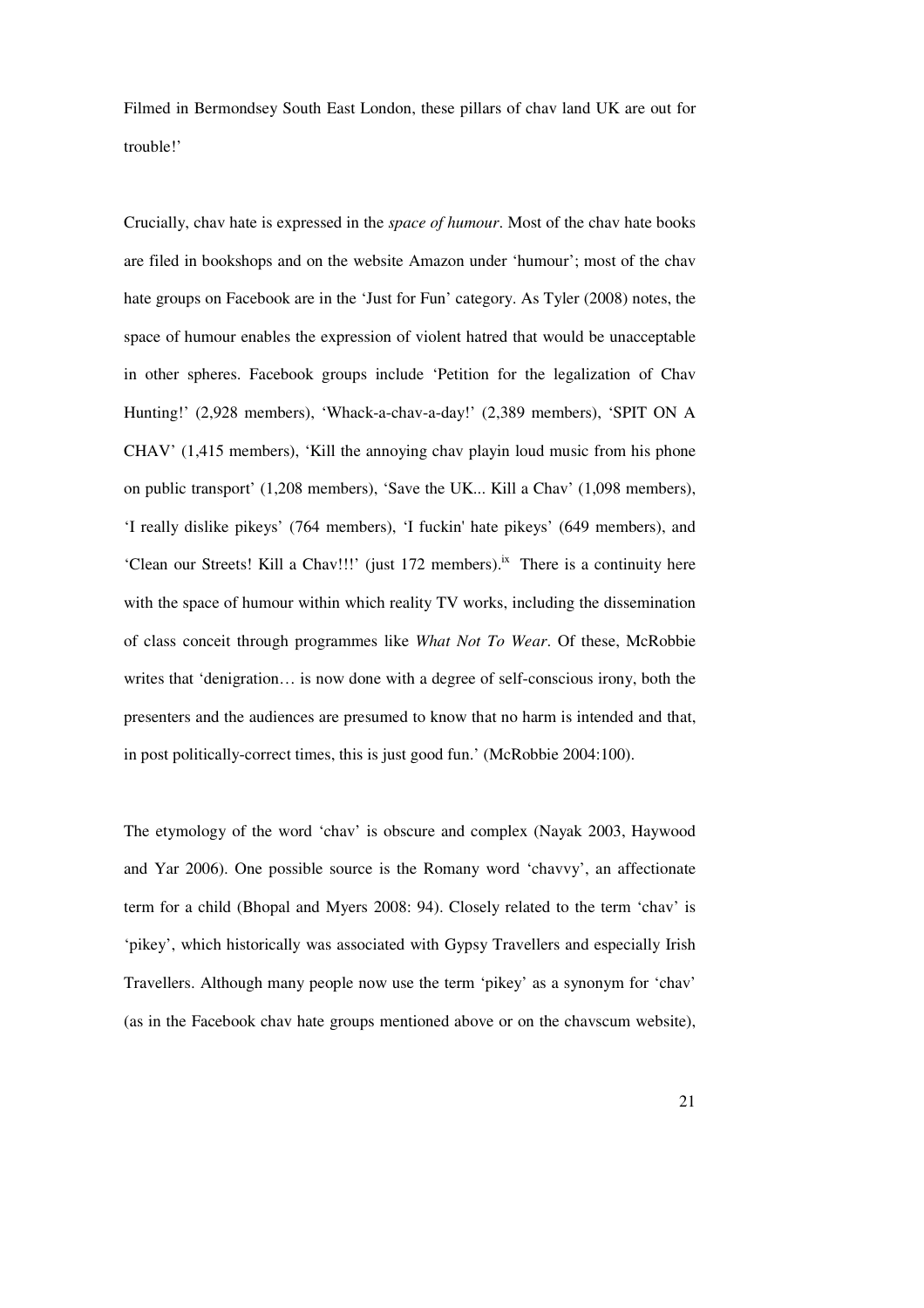Filmed in Bermondsey South East London, these pillars of chav land UK are out for trouble!'

Crucially, chav hate is expressed in the *space of humour*. Most of the chav hate books are filed in bookshops and on the website Amazon under 'humour'; most of the chav hate groups on Facebook are in the 'Just for Fun' category. As Tyler (2008) notes, the space of humour enables the expression of violent hatred that would be unacceptable in other spheres. Facebook groups include 'Petition for the legalization of Chav Hunting!' (2,928 members), 'Whack-a-chav-a-day!' (2,389 members), 'SPIT ON A CHAV' (1,415 members), 'Kill the annoying chav playin loud music from his phone on public transport' (1,208 members), 'Save the UK... Kill a Chav' (1,098 members), 'I really dislike pikeys' (764 members), 'I fuckin' hate pikeys' (649 members), and 'Clean our Streets! Kill a Chav!!!' (just 172 members).[ix] There is a continuity here with the space of humour within which reality TV works, including the dissemination of class conceit through programmes like *What Not To Wear*. Of these, McRobbie writes that 'denigration… is now done with a degree of self-conscious irony, both the presenters and the audiences are presumed to know that no harm is intended and that, in post politically-correct times, this is just good fun.' (McRobbie 2004:100).

The etymology of the word 'chav' is obscure and complex (Nayak 2003, Haywood and Yar 2006). One possible source is the Romany word 'chavvy', an affectionate term for a child (Bhopal and Myers 2008: 94). Closely related to the term 'chav' is 'pikey', which historically was associated with Gypsy Travellers and especially Irish Travellers. Although many people now use the term 'pikey' as a synonym for 'chav' (as in the Facebook chav hate groups mentioned above or on the chavscum website),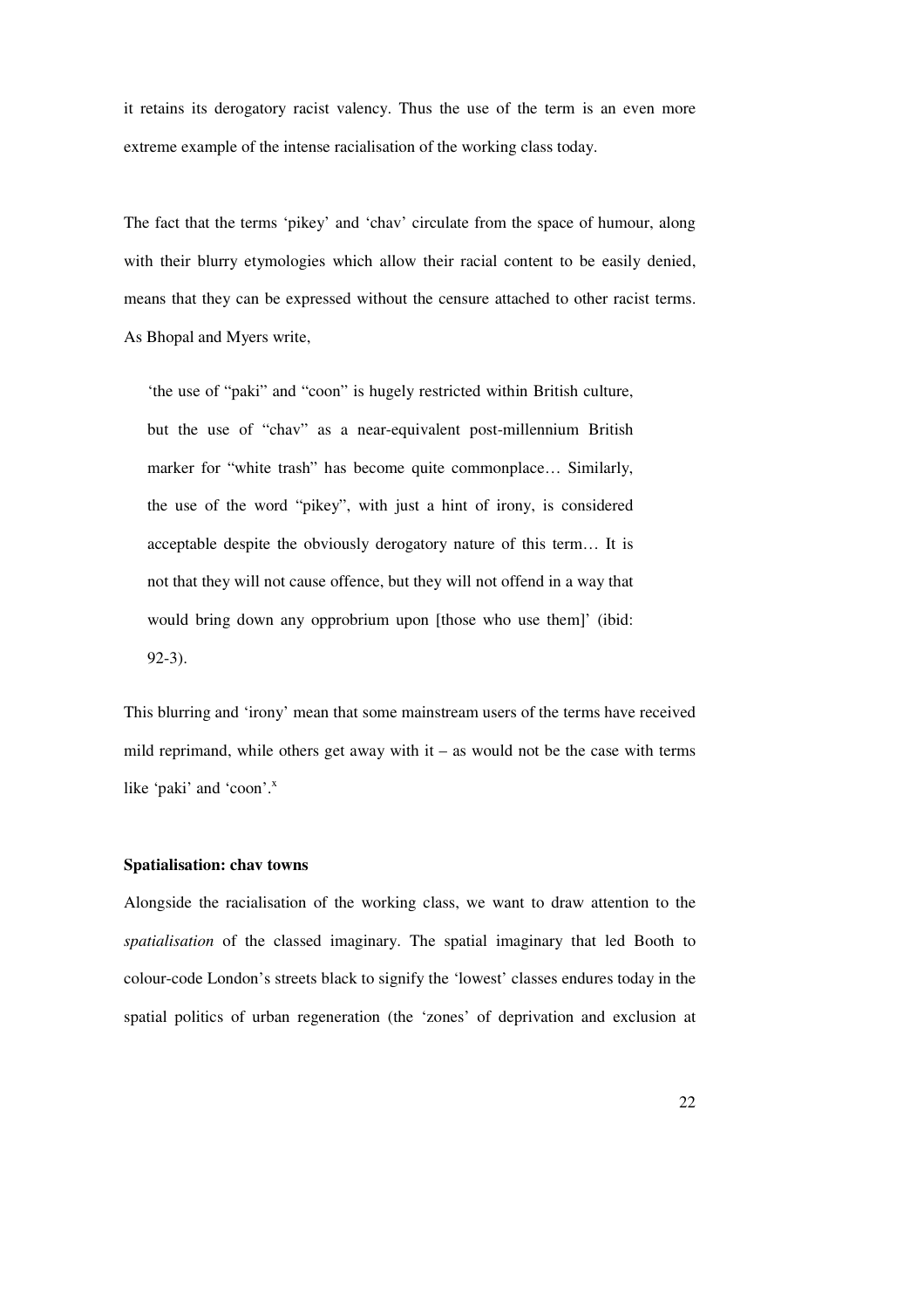it retains its derogatory racist valency. Thus the use of the term is an even more extreme example of the intense racialisation of the working class today.

The fact that the terms 'pikey' and 'chav' circulate from the space of humour, along with their blurry etymologies which allow their racial content to be easily denied, means that they can be expressed without the censure attached to other racist terms. As Bhopal and Myers write,

> 'the use of "paki" and "coon" is hugely restricted within British culture, but the use of "chav" as a near-equivalent post-millennium British marker for "white trash" has become quite commonplace… Similarly, the use of the word "pikey", with just a hint of irony, is considered acceptable despite the obviously derogatory nature of this term… It is not that they will not cause offence, but they will not offend in a way that would bring down any opprobrium upon [those who use them]' (ibid: 92-3).

This blurring and 'irony' mean that some mainstream users of the terms have received mild reprimand, while others get away with it – as would not be the case with terms like 'paki' and 'coon'.[x]

**Spatialisation: chav towns**

Alongside the racialisation of the working class, we want to draw attention to the *spatialisation* of the classed imaginary. The spatial imaginary that led Booth to colour-code London's streets black to signify the 'lowest' classes endures today in the spatial politics of urban regeneration (the 'zones' of deprivation and exclusion at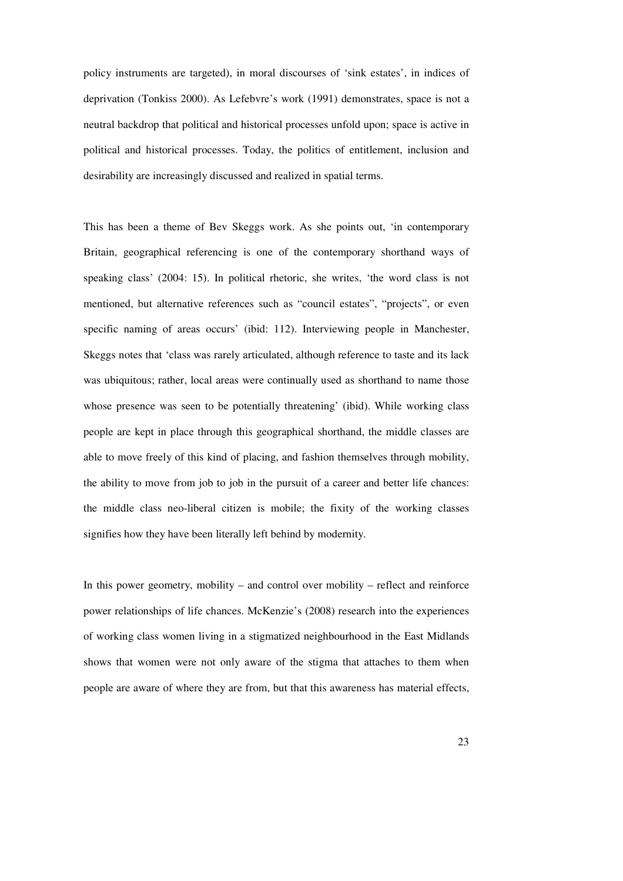policy instruments are targeted), in moral discourses of 'sink estates', in indices of deprivation (Tonkiss 2000). As Lefebvre's work (1991) demonstrates, space is not a neutral backdrop that political and historical processes unfold upon; space is active in political and historical processes. Today, the politics of entitlement, inclusion and desirability are increasingly discussed and realized in spatial terms.

This has been a theme of Bev Skeggs work. As she points out, 'in contemporary Britain, geographical referencing is one of the contemporary shorthand ways of speaking class' (2004: 15). In political rhetoric, she writes, 'the word class is not mentioned, but alternative references such as "council estates", "projects", or even specific naming of areas occurs' (ibid: 112). Interviewing people in Manchester, Skeggs notes that 'class was rarely articulated, although reference to taste and its lack was ubiquitous; rather, local areas were continually used as shorthand to name those whose presence was seen to be potentially threatening' (ibid). While working class people are kept in place through this geographical shorthand, the middle classes are able to move freely of this kind of placing, and fashion themselves through mobility, the ability to move from job to job in the pursuit of a career and better life chances: the middle class neo-liberal citizen is mobile; the fixity of the working classes signifies how they have been literally left behind by modernity.

In this power geometry, mobility – and control over mobility – reflect and reinforce power relationships of life chances. McKenzie's (2008) research into the experiences of working class women living in a stigmatized neighbourhood in the East Midlands shows that women were not only aware of the stigma that attaches to them when people are aware of where they are from, but that this awareness has material effects,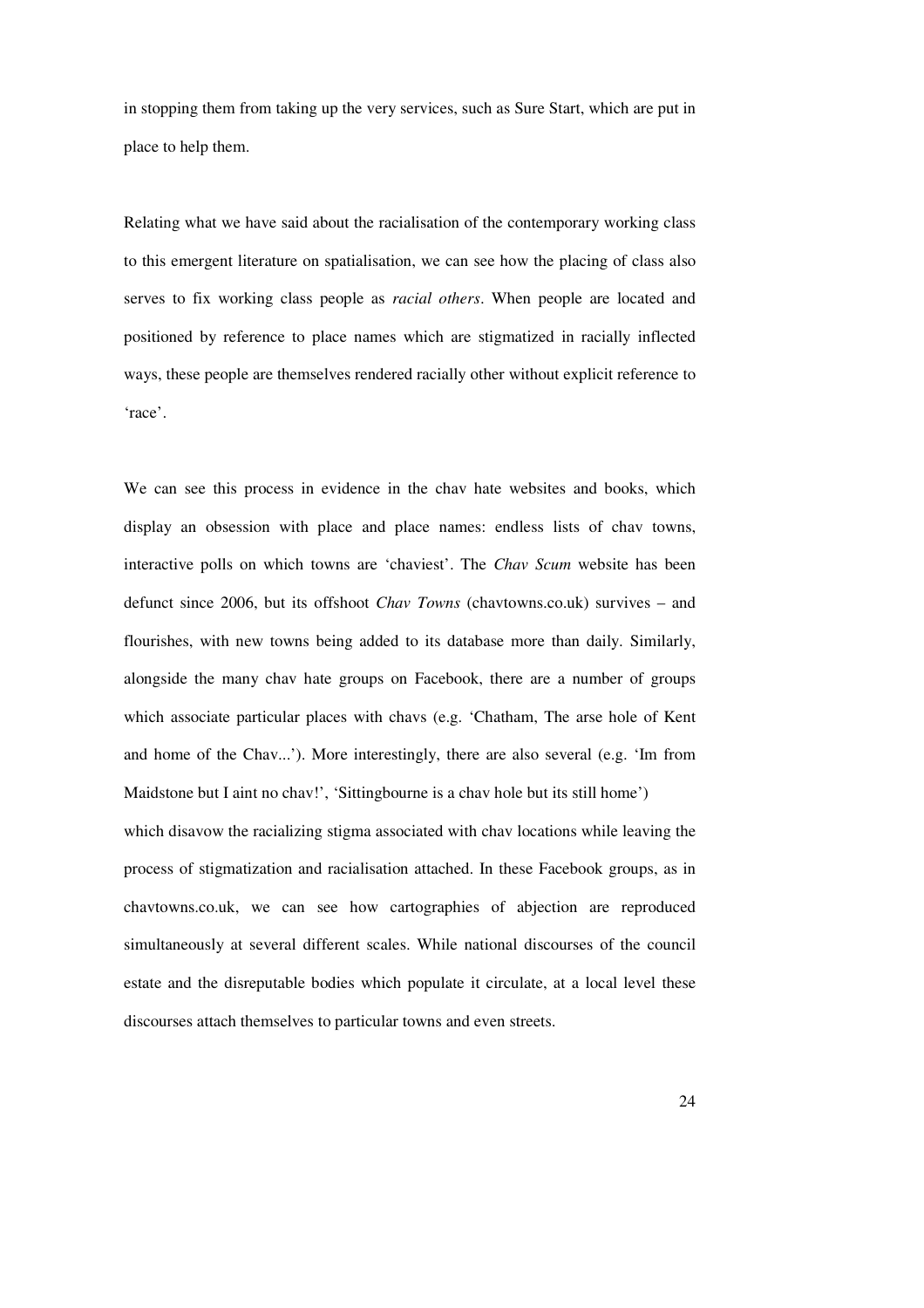in stopping them from taking up the very services, such as Sure Start, which are put in place to help them.

Relating what we have said about the racialisation of the contemporary working class to this emergent literature on spatialisation, we can see how the placing of class also serves to fix working class people as *racial others*. When people are located and positioned by reference to place names which are stigmatized in racially inflected ways, these people are themselves rendered racially other without explicit reference to 'race'.

We can see this process in evidence in the chav hate websites and books, which display an obsession with place and place names: endless lists of chav towns, interactive polls on which towns are 'chaviest'. The *Chav Scum* website has been defunct since 2006, but its offshoot *Chav Towns* (chavtowns.co.uk) survives – and flourishes, with new towns being added to its database more than daily. Similarly, alongside the many chav hate groups on Facebook, there are a number of groups which associate particular places with chavs (e.g. 'Chatham, The arse hole of Kent and home of the Chav...'). More interestingly, there are also several (e.g. 'Im from Maidstone but I aint no chav!', 'Sittingbourne is a chav hole but its still home') which disavow the racializing stigma associated with chav locations while leaving the process of stigmatization and racialisation attached. In these Facebook groups, as in chavtowns.co.uk, we can see how cartographies of abjection are reproduced simultaneously at several different scales. While national discourses of the council estate and the disreputable bodies which populate it circulate, at a local level these discourses attach themselves to particular towns and even streets.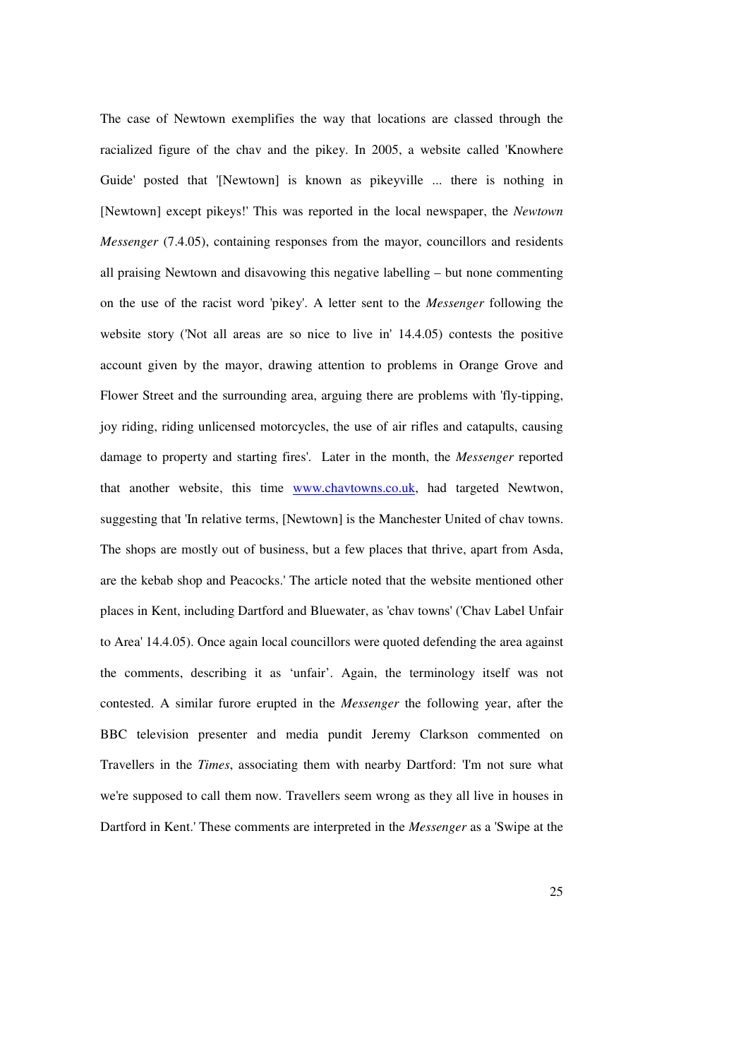The case of Newtown exemplifies the way that locations are classed through the racialized figure of the chav and the pikey. In 2005, a website called 'Knowhere Guide' posted that '[Newtown] is known as pikeyville ... there is nothing in [Newtown] except pikeys!' This was reported in the local newspaper, the *Newtown Messenger* (7.4.05), containing responses from the mayor, councillors and residents all praising Newtown and disavowing this negative labelling – but none commenting on the use of the racist word 'pikey'. A letter sent to the *Messenger* following the website story ('Not all areas are so nice to live in' 14.4.05) contests the positive account given by the mayor, drawing attention to problems in Orange Grove and Flower Street and the surrounding area, arguing there are problems with 'fly-tipping, joy riding, riding unlicensed motorcycles, the use of air rifles and catapults, causing damage to property and starting fires'. Later in the month, the *Messenger* reported that another website, this time [www.chavtowns.co.uk](www.chavtowns.co.uk), had targeted Newtwon, suggesting that 'In relative terms, [Newtown] is the Manchester United of chav towns. The shops are mostly out of business, but a few places that thrive, apart from Asda, are the kebab shop and Peacocks.' The article noted that the website mentioned other places in Kent, including Dartford and Bluewater, as 'chav towns' ('Chav Label Unfair to Area' 14.4.05). Once again local councillors were quoted defending the area against the comments, describing it as 'unfair'. Again, the terminology itself was not contested. A similar furore erupted in the *Messenger* the following year, after the BBC television presenter and media pundit Jeremy Clarkson commented on Travellers in the *Times*, associating them with nearby Dartford: 'I'm not sure what we're supposed to call them now. Travellers seem wrong as they all live in houses in Dartford in Kent.' These comments are interpreted in the *Messenger* as a 'Swipe at the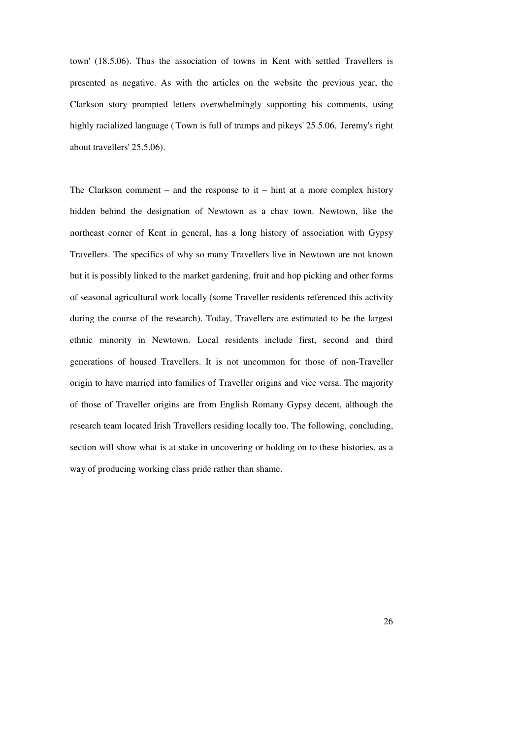town' (18.5.06). Thus the association of towns in Kent with settled Travellers is presented as negative. As with the articles on the website the previous year, the Clarkson story prompted letters overwhelmingly supporting his comments, using highly racialized language ('Town is full of tramps and pikeys' 25.5.06, 'Jeremy's right about travellers' 25.5.06).

The Clarkson comment – and the response to it – hint at a more complex history hidden behind the designation of Newtown as a chav town. Newtown, like the northeast corner of Kent in general, has a long history of association with Gypsy Travellers. The specifics of why so many Travellers live in Newtown are not known but it is possibly linked to the market gardening, fruit and hop picking and other forms of seasonal agricultural work locally (some Traveller residents referenced this activity during the course of the research). Today, Travellers are estimated to be the largest ethnic minority in Newtown. Local residents include first, second and third generations of housed Travellers. It is not uncommon for those of non-Traveller origin to have married into families of Traveller origins and vice versa. The majority of those of Traveller origins are from English Romany Gypsy decent, although the research team located Irish Travellers residing locally too. The following, concluding, section will show what is at stake in uncovering or holding on to these histories, as a way of producing working class pride rather than shame.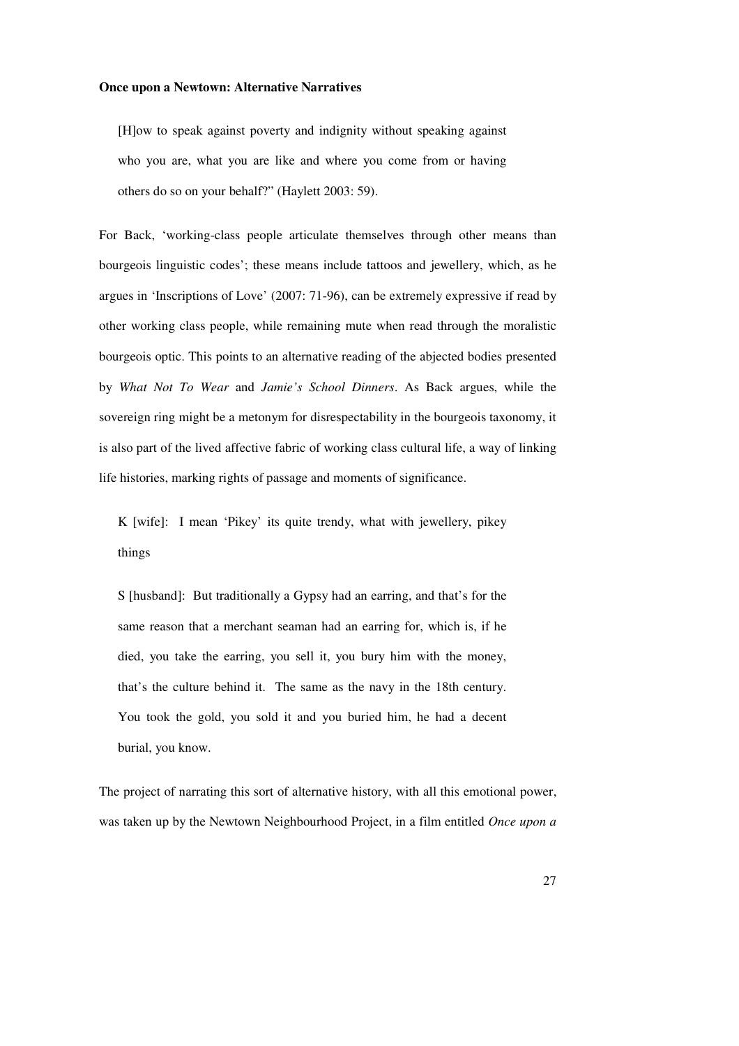**Once upon a Newtown: Alternative Narratives**

> [H]ow to speak against poverty and indignity without speaking against who you are, what you are like and where you come from or having others do so on your behalf?" (Haylett 2003: 59).

For Back, 'working-class people articulate themselves through other means than bourgeois linguistic codes'; these means include tattoos and jewellery, which, as he argues in 'Inscriptions of Love' (2007: 71-96), can be extremely expressive if read by other working class people, while remaining mute when read through the moralistic bourgeois optic. This points to an alternative reading of the abjected bodies presented by *What Not To Wear* and *Jamie's School Dinners*. As Back argues, while the sovereign ring might be a metonym for disrespectability in the bourgeois taxonomy, it is also part of the lived affective fabric of working class cultural life, a way of linking life histories, marking rights of passage and moments of significance.

> K [wife]: I mean 'Pikey' its quite trendy, what with jewellery, pikey things
>
> S [husband]: But traditionally a Gypsy had an earring, and that's for the same reason that a merchant seaman had an earring for, which is, if he died, you take the earring, you sell it, you bury him with the money, that's the culture behind it. The same as the navy in the 18th century. You took the gold, you sold it and you buried him, he had a decent burial, you know.

The project of narrating this sort of alternative history, with all this emotional power, was taken up by the Newtown Neighbourhood Project, in a film entitled *Once upon a*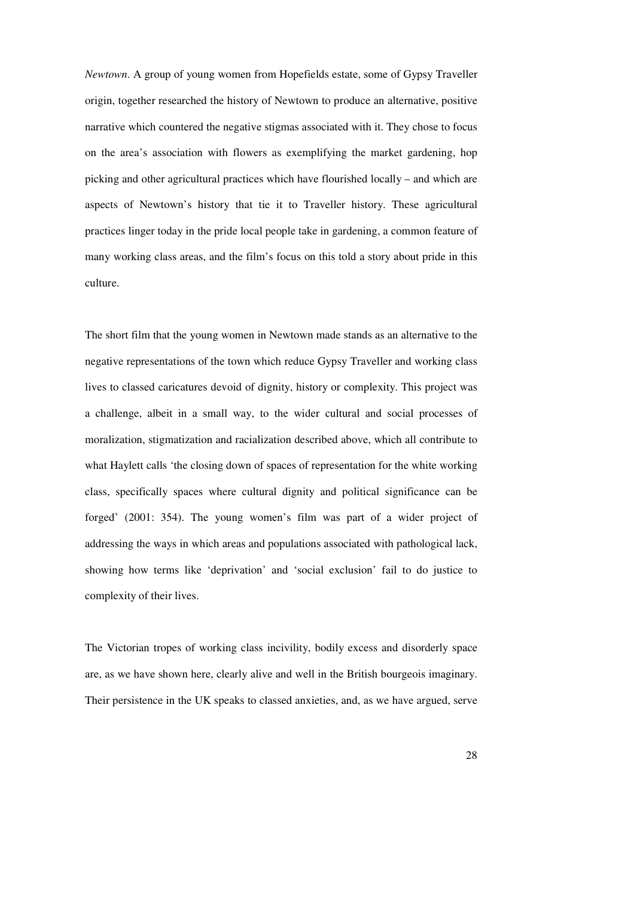*Newtown*. A group of young women from Hopefields estate, some of Gypsy Traveller origin, together researched the history of Newtown to produce an alternative, positive narrative which countered the negative stigmas associated with it. They chose to focus on the area's association with flowers as exemplifying the market gardening, hop picking and other agricultural practices which have flourished locally – and which are aspects of Newtown's history that tie it to Traveller history. These agricultural practices linger today in the pride local people take in gardening, a common feature of many working class areas, and the film's focus on this told a story about pride in this culture.

The short film that the young women in Newtown made stands as an alternative to the negative representations of the town which reduce Gypsy Traveller and working class lives to classed caricatures devoid of dignity, history or complexity. This project was a challenge, albeit in a small way, to the wider cultural and social processes of moralization, stigmatization and racialization described above, which all contribute to what Haylett calls 'the closing down of spaces of representation for the white working class, specifically spaces where cultural dignity and political significance can be forged' (2001: 354). The young women's film was part of a wider project of addressing the ways in which areas and populations associated with pathological lack, showing how terms like 'deprivation' and 'social exclusion' fail to do justice to complexity of their lives.

The Victorian tropes of working class incivility, bodily excess and disorderly space are, as we have shown here, clearly alive and well in the British bourgeois imaginary. Their persistence in the UK speaks to classed anxieties, and, as we have argued, serve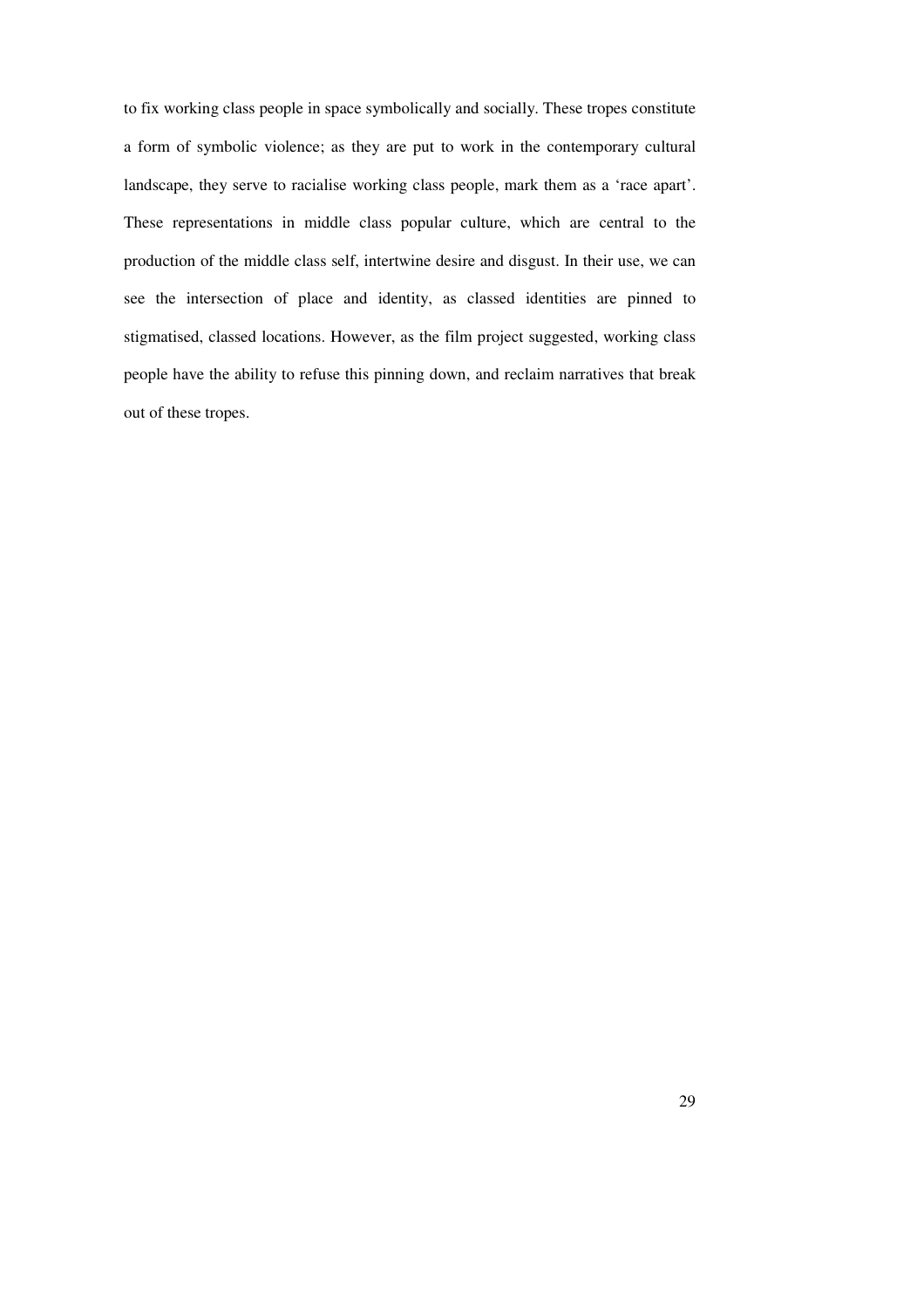to fix working class people in space symbolically and socially. These tropes constitute a form of symbolic violence; as they are put to work in the contemporary cultural landscape, they serve to racialise working class people, mark them as a 'race apart'. These representations in middle class popular culture, which are central to the production of the middle class self, intertwine desire and disgust. In their use, we can see the intersection of place and identity, as classed identities are pinned to stigmatised, classed locations. However, as the film project suggested, working class people have the ability to refuse this pinning down, and reclaim narratives that break out of these tropes.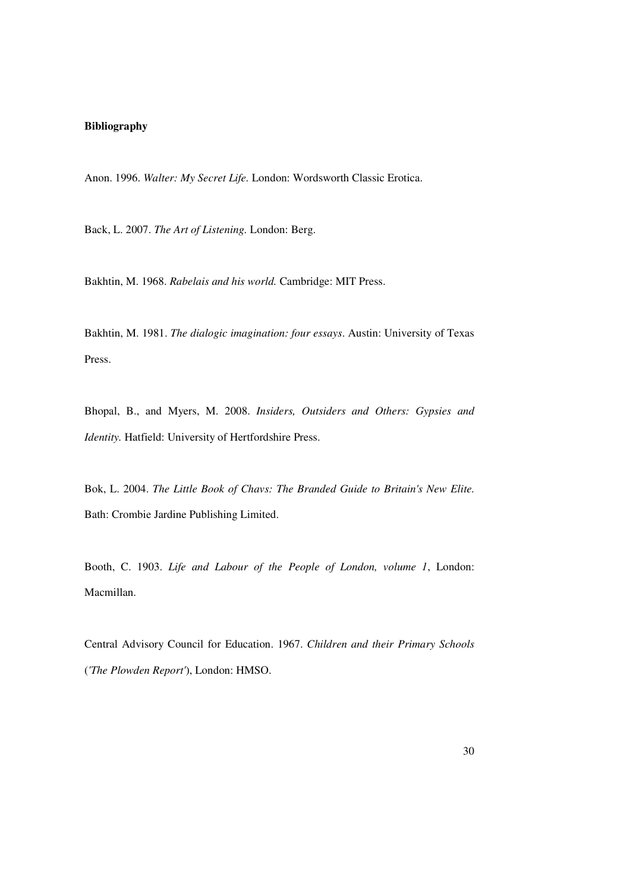**Bibliography**

Anon. 1996. *Walter: My Secret Life*. London: Wordsworth Classic Erotica.

Back, L. 2007. *The Art of Listening*. London: Berg.

Bakhtin, M. 1968. *Rabelais and his world.* Cambridge: MIT Press.

Bakhtin, M. 1981. *The dialogic imagination: four essays*. Austin: University of Texas Press.

Bhopal, B., and Myers, M. 2008. *Insiders, Outsiders and Others: Gypsies and Identity.* Hatfield: University of Hertfordshire Press.

Bok, L. 2004. *The Little Book of Chavs: The Branded Guide to Britain's New Elite.* Bath: Crombie Jardine Publishing Limited.

Booth, C. 1903. *Life and Labour of the People of London, volume 1*, London: Macmillan.

Central Advisory Council for Education. 1967. *Children and their Primary Schools* (*'The Plowden Report'*), London: HMSO.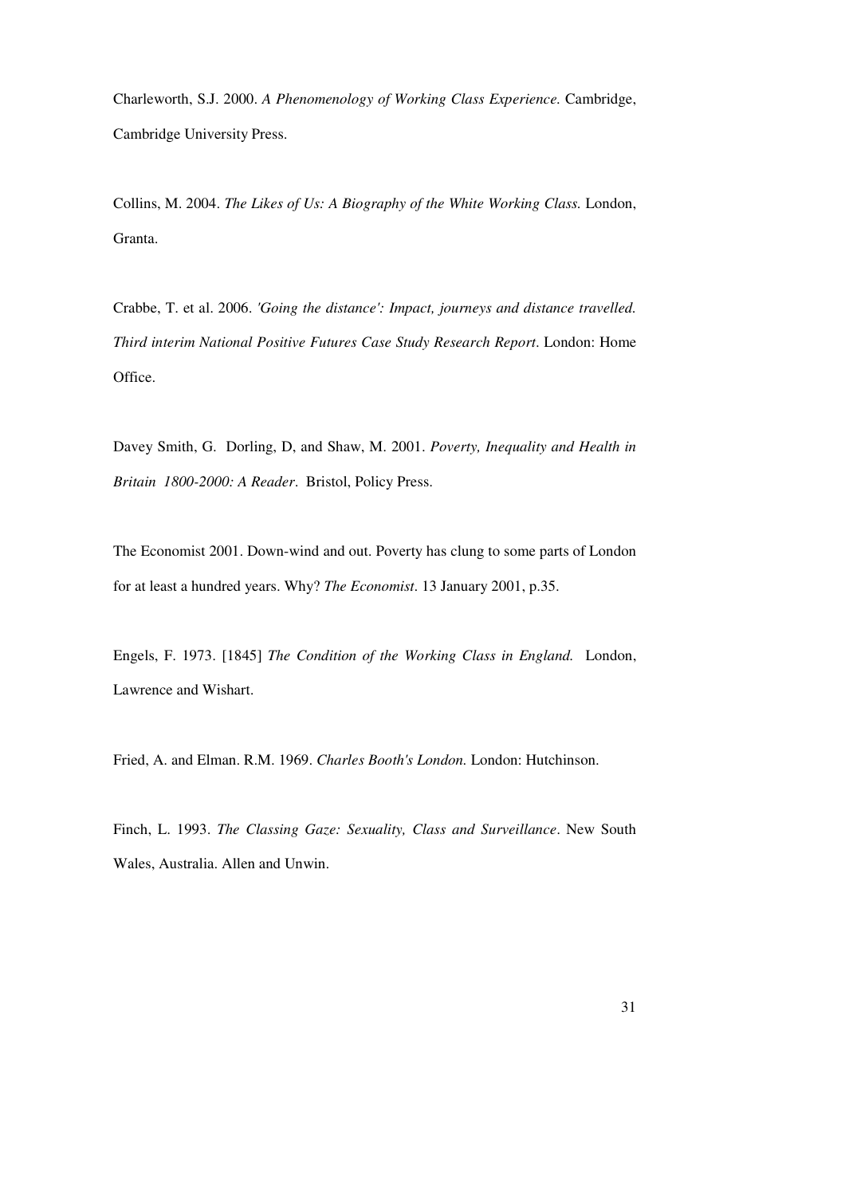Charleworth, S.J. 2000. *A Phenomenology of Working Class Experience.* Cambridge, Cambridge University Press.

Collins, M. 2004. *The Likes of Us: A Biography of the White Working Class.* London, Granta.

Crabbe, T. et al. 2006. *'Going the distance': Impact, journeys and distance travelled. Third interim National Positive Futures Case Study Research Report*. London: Home Office.

Davey Smith, G. Dorling, D, and Shaw, M. 2001. *Poverty, Inequality and Health in Britain 1800-2000: A Reader*. Bristol, Policy Press.

The Economist 2001. Down-wind and out. Poverty has clung to some parts of London for at least a hundred years. Why? *The Economist*. 13 January 2001, p.35.

Engels, F. 1973. [1845] *The Condition of the Working Class in England.* London, Lawrence and Wishart.

Fried, A. and Elman. R.M. 1969. *Charles Booth's London.* London: Hutchinson.

Finch, L. 1993. *The Classing Gaze: Sexuality, Class and Surveillance*. New South Wales, Australia. Allen and Unwin.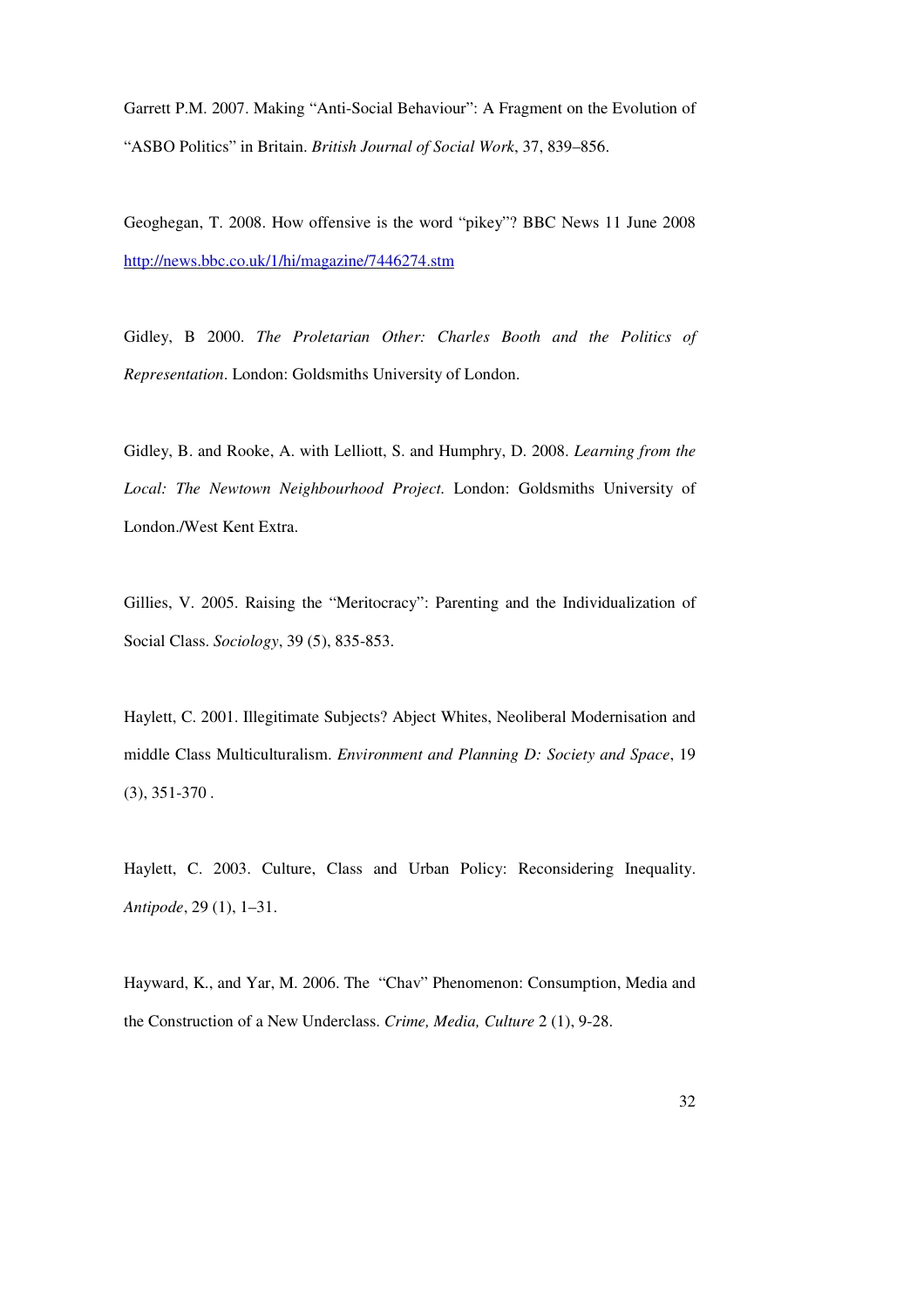Garrett P.M. 2007. Making "Anti-Social Behaviour": A Fragment on the Evolution of "ASBO Politics" in Britain. *British Journal of Social Work*, 37, 839–856.

Geoghegan, T. 2008. How offensive is the word "pikey"? BBC News 11 June 2008 http://news.bbc.co.uk/1/hi/magazine/7446274.stm

Gidley, B 2000. *The Proletarian Other: Charles Booth and the Politics of Representation*. London: Goldsmiths University of London.

Gidley, B. and Rooke, A. with Lelliott, S. and Humphry, D. 2008. *Learning from the Local: The Newtown Neighbourhood Project.* London: Goldsmiths University of London./West Kent Extra.

Gillies, V. 2005. Raising the "Meritocracy": Parenting and the Individualization of Social Class. *Sociology*, 39 (5), 835-853.

Haylett, C. 2001. Illegitimate Subjects? Abject Whites, Neoliberal Modernisation and middle Class Multiculturalism. *Environment and Planning D: Society and Space*, 19 (3), 351-370 .

Haylett, C. 2003. Culture, Class and Urban Policy: Reconsidering Inequality. *Antipode*, 29 (1), 1–31.

Hayward, K., and Yar, M. 2006. The "Chav" Phenomenon: Consumption, Media and the Construction of a New Underclass. *Crime, Media, Culture* 2 (1), 9-28.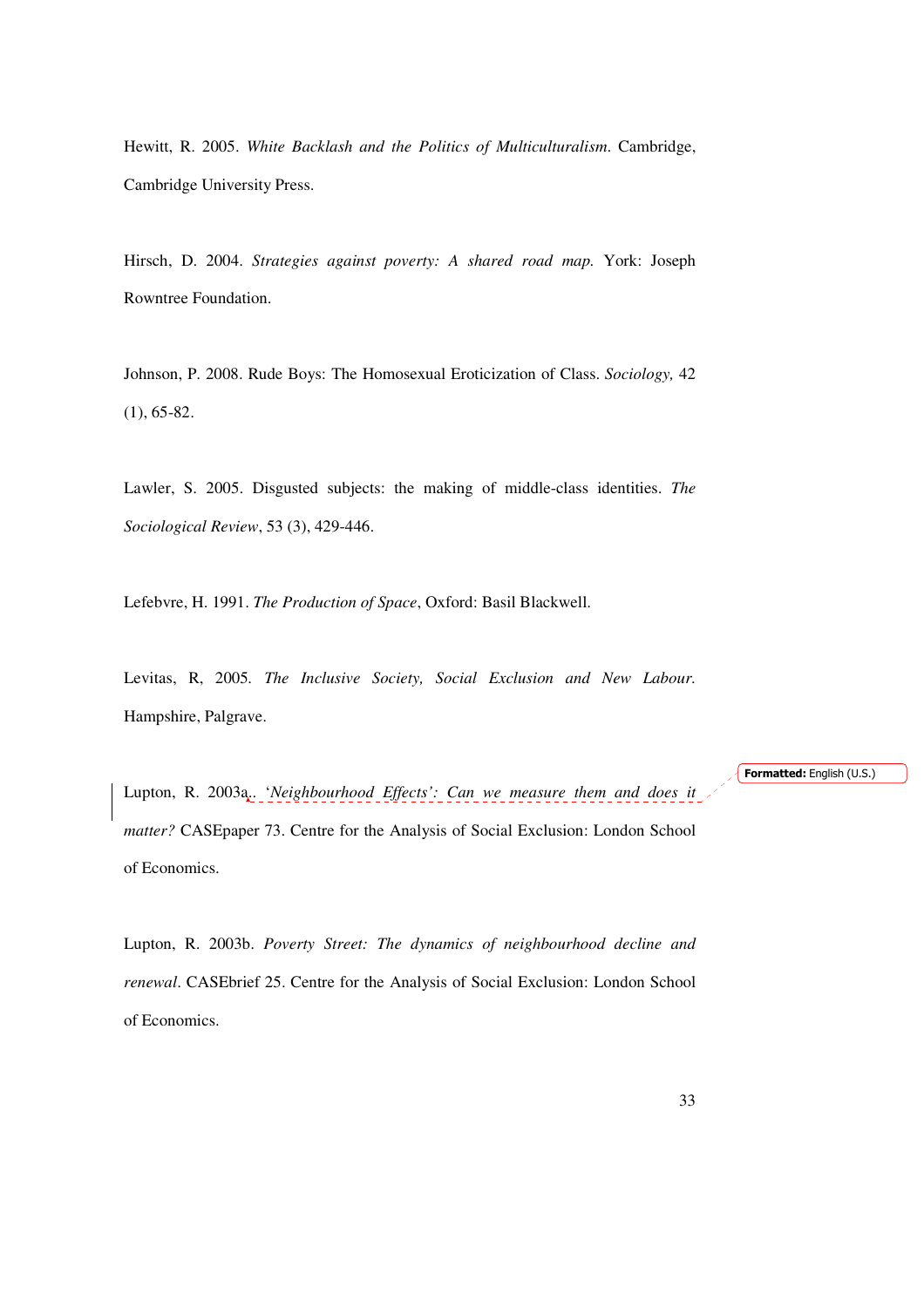Hewitt, R. 2005. *White Backlash and the Politics of Multiculturalism*. Cambridge, Cambridge University Press.

Hirsch, D. 2004. *Strategies against poverty: A shared road map.* York: Joseph Rowntree Foundation.

Johnson, P. 2008. Rude Boys: The Homosexual Eroticization of Class. *Sociology,* 42 (1), 65-82.

Lawler, S. 2005. Disgusted subjects: the making of middle-class identities. *The Sociological Review*, 53 (3), 429-446.

Lefebvre, H. 1991. *The Production of Space*, Oxford: Basil Blackwell.

Levitas, R, 2005. *The Inclusive Society, Social Exclusion and New Labour.* Hampshire, Palgrave.

Lupton, R. 2003a.. '*Neighbourhood Effects': Can we measure them and does it matter?* CASEpaper 73. Centre for the Analysis of Social Exclusion: London School of Economics.

Lupton, R. 2003b. *Poverty Street: The dynamics of neighbourhood decline and renewal*. CASEbrief 25. Centre for the Analysis of Social Exclusion: London School of Economics.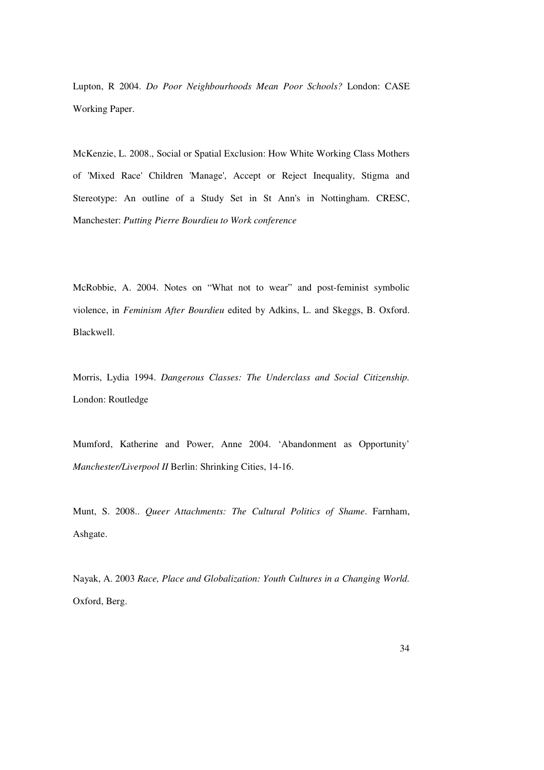Lupton, R 2004. *Do Poor Neighbourhoods Mean Poor Schools?* London: CASE Working Paper.

McKenzie, L. 2008., Social or Spatial Exclusion: How White Working Class Mothers of 'Mixed Race' Children 'Manage', Accept or Reject Inequality, Stigma and Stereotype: An outline of a Study Set in St Ann's in Nottingham. CRESC, Manchester: *Putting Pierre Bourdieu to Work conference*

McRobbie, A. 2004. Notes on "What not to wear" and post-feminist symbolic violence, in *Feminism After Bourdieu* edited by Adkins, L. and Skeggs, B. Oxford. Blackwell.

Morris, Lydia 1994. *Dangerous Classes: The Underclass and Social Citizenship.* London: Routledge

Mumford, Katherine and Power, Anne 2004. 'Abandonment as Opportunity' *Manchester/Liverpool II* Berlin: Shrinking Cities, 14-16.

Munt, S. 2008.. *Queer Attachments: The Cultural Politics of Shame*. Farnham, Ashgate.

Nayak, A. 2003 *Race, Place and Globalization: Youth Cultures in a Changing World.* Oxford, Berg.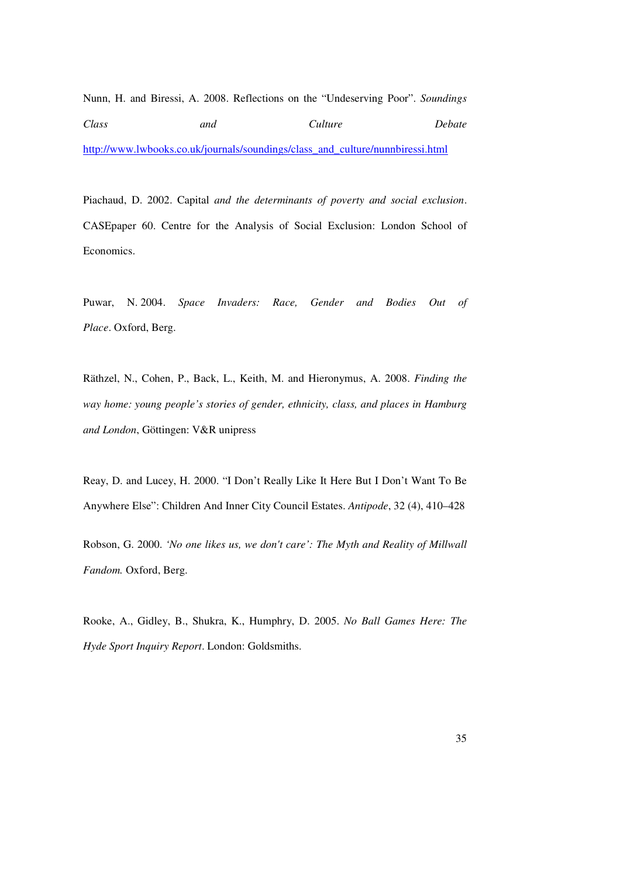Nunn, H. and Biressi, A. 2008. Reflections on the "Undeserving Poor". *Soundings Class and Culture Debate* http://www.lwbooks.co.uk/journals/soundings/class_and_culture/nunnbiressi.html

Piachaud, D. 2002. Capital *and the determinants of poverty and social exclusion*. CASEpaper 60. Centre for the Analysis of Social Exclusion: London School of Economics.

Puwar, N. 2004. *Space Invaders: Race, Gender and Bodies Out of Place*. Oxford, Berg.

Räthzel, N., Cohen, P., Back, L., Keith, M. and Hieronymus, A. 2008. *Finding the way home: young people's stories of gender, ethnicity, class, and places in Hamburg and London*, Göttingen: V&R unipress

Reay, D. and Lucey, H. 2000. "I Don't Really Like It Here But I Don't Want To Be Anywhere Else": Children And Inner City Council Estates. *Antipode*, 32 (4), 410–428

Robson, G. 2000. *'No one likes us, we don't care': The Myth and Reality of Millwall Fandom.* Oxford, Berg.

Rooke, A., Gidley, B., Shukra, K., Humphry, D. 2005. *No Ball Games Here: The Hyde Sport Inquiry Report*. London: Goldsmiths.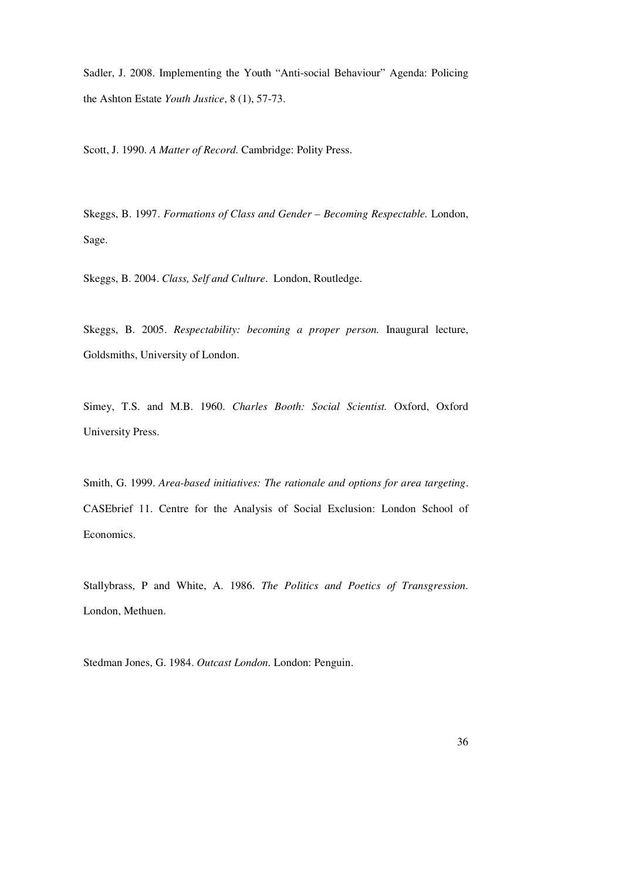Sadler, J. 2008. Implementing the Youth "Anti-social Behaviour" Agenda: Policing the Ashton Estate *Youth Justice*, 8 (1), 57-73.

Scott, J. 1990. *A Matter of Record.* Cambridge: Polity Press.

Skeggs, B. 1997. *Formations of Class and Gender – Becoming Respectable.* London, Sage.

Skeggs, B. 2004. *Class, Self and Culture*. London, Routledge.

Skeggs, B. 2005. *Respectability: becoming a proper person.* Inaugural lecture, Goldsmiths, University of London.

Simey, T.S. and M.B. 1960. *Charles Booth: Social Scientist.* Oxford, Oxford University Press.

Smith, G. 1999. *Area-based initiatives: The rationale and options for area targeting*. CASEbrief 11. Centre for the Analysis of Social Exclusion: London School of Economics.

Stallybrass, P and White, A. 1986. *The Politics and Poetics of Transgression*. London, Methuen.

Stedman Jones, G. 1984. *Outcast London*. London: Penguin.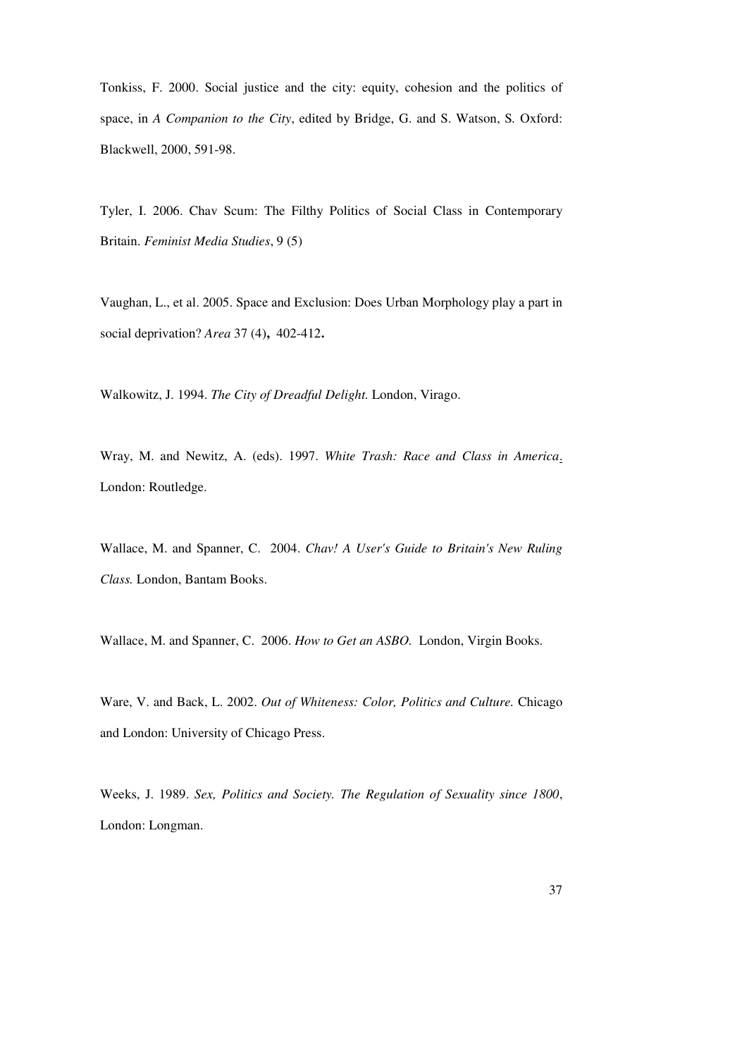Tonkiss, F. 2000. Social justice and the city: equity, cohesion and the politics of space, in *A Companion to the City*, edited by Bridge, G. and S. Watson, S. Oxford: Blackwell, 2000, 591-98.

Tyler, I. 2006. Chav Scum: The Filthy Politics of Social Class in Contemporary Britain. *Feminist Media Studies*, 9 (5)

Vaughan, L., et al. 2005. Space and Exclusion: Does Urban Morphology play a part in social deprivation? *Area* 37 (4), 402-412.

Walkowitz, J. 1994. *The City of Dreadful Delight.* London, Virago.

Wray, M. and Newitz, A. (eds). 1997. *White Trash: Race and Class in America*. London: Routledge.

Wallace, M. and Spanner, C. 2004. *Chav! A User's Guide to Britain's New Ruling Class.* London, Bantam Books.

Wallace, M. and Spanner, C. 2006. *How to Get an ASBO.* London, Virgin Books.

Ware, V. and Back, L. 2002. *Out of Whiteness: Color, Politics and Culture.* Chicago and London: University of Chicago Press.

Weeks, J. 1989. *Sex, Politics and Society. The Regulation of Sexuality since 1800*, London: Longman.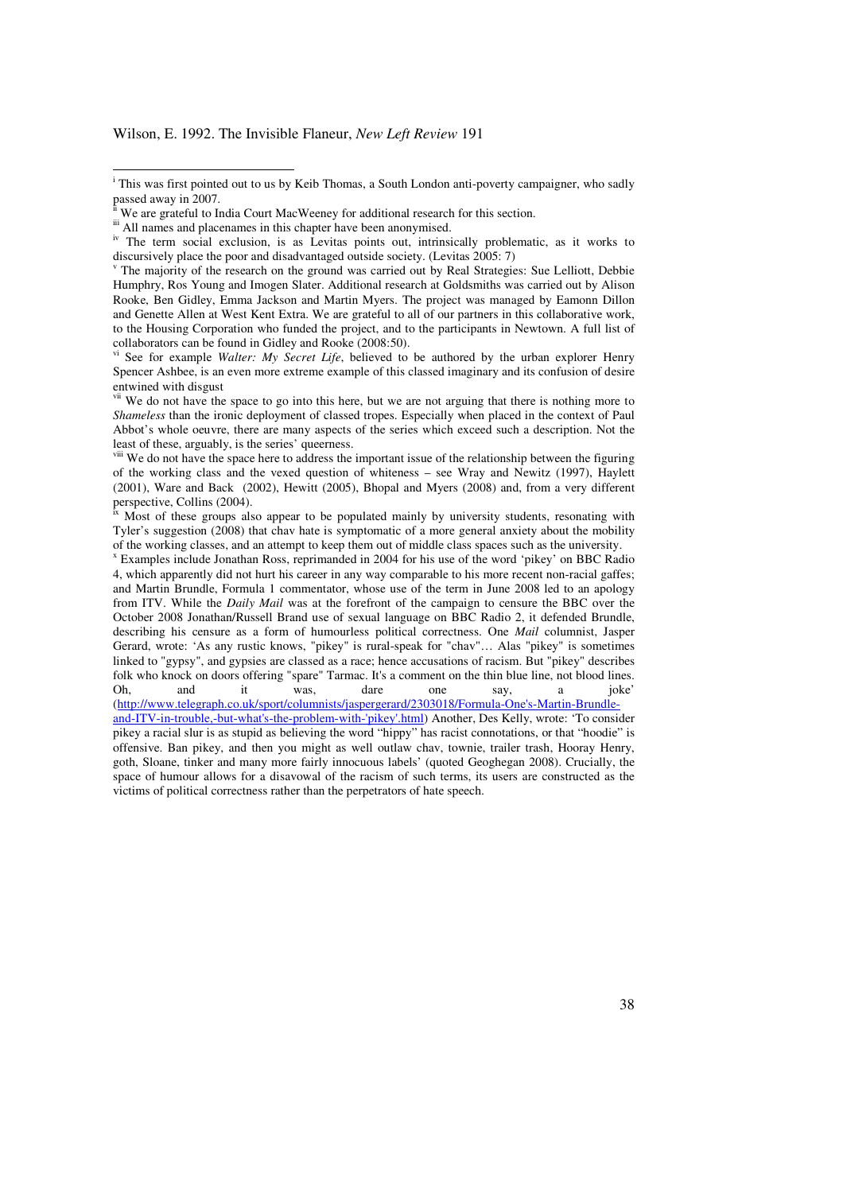Wilson, E. 1992. The Invisible Flaneur, *New Left Review* 191

---

[i] This was first pointed out to us by Keib Thomas, a South London anti-poverty campaigner, who sadly passed away in 2007.

[ii] We are grateful to India Court MacWeeney for additional research for this section.

[iii] All names and placenames in this chapter have been anonymised.

[iv] The term social exclusion, is as Levitas points out, intrinsically problematic, as it works to discursively place the poor and disadvantaged outside society. (Levitas 2005: 7)

[v] The majority of the research on the ground was carried out by Real Strategies: Sue Lelliott, Debbie Humphry, Ros Young and Imogen Slater. Additional research at Goldsmiths was carried out by Alison Rooke, Ben Gidley, Emma Jackson and Martin Myers. The project was managed by Eamonn Dillon and Genette Allen at West Kent Extra. We are grateful to all of our partners in this collaborative work, to the Housing Corporation who funded the project, and to the participants in Newtown. A full list of collaborators can be found in Gidley and Rooke (2008:50).

[vi] See for example *Walter: My Secret Life*, believed to be authored by the urban explorer Henry Spencer Ashbee, is an even more extreme example of this classed imaginary and its confusion of desire entwined with disgust

[vii] We do not have the space to go into this here, but we are not arguing that there is nothing more to *Shameless* than the ironic deployment of classed tropes. Especially when placed in the context of Paul Abbot's whole oeuvre, there are many aspects of the series which exceed such a description. Not the least of these, arguably, is the series' queerness.

[viii] We do not have the space here to address the important issue of the relationship between the figuring of the working class and the vexed question of whiteness – see Wray and Newitz (1997), Haylett (2001), Ware and Back (2002), Hewitt (2005), Bhopal and Myers (2008) and, from a very different perspective, Collins (2004).

[ix] Most of these groups also appear to be populated mainly by university students, resonating with Tyler's suggestion (2008) that chav hate is symptomatic of a more general anxiety about the mobility of the working classes, and an attempt to keep them out of middle class spaces such as the university.

[x] Examples include Jonathan Ross, reprimanded in 2004 for his use of the word 'pikey' on BBC Radio 4, which apparently did not hurt his career in any way comparable to his more recent non-racial gaffes; and Martin Brundle, Formula 1 commentator, whose use of the term in June 2008 led to an apology from ITV. While the *Daily Mail* was at the forefront of the campaign to censure the BBC over the October 2008 Jonathan/Russell Brand use of sexual language on BBC Radio 2, it defended Brundle, describing his censure as a form of humourless political correctness. One *Mail* columnist, Jasper Gerard, wrote: 'As any rustic knows, "pikey" is rural-speak for "chav"… Alas "pikey" is sometimes linked to "gypsy", and gypsies are classed as a race; hence accusations of racism. But "pikey" describes folk who knock on doors offering "spare" Tarmac. It's a comment on the thin blue line, not blood lines. Oh, and it was, dare one say, a joke' (http://www.telegraph.co.uk/sport/columnists/jaspergerard/2303018/Formula-One's-Martin-Brundle-and-ITV-in-trouble,-but-what's-the-problem-with-'pikey'.html) Another, Des Kelly, wrote: 'To consider pikey a racial slur is as stupid as believing the word "hippy" has racist connotations, or that "hoodie" is offensive. Ban pikey, and then you might as well outlaw chav, townie, trailer trash, Hooray Henry, goth, Sloane, tinker and many more fairly innocuous labels' (quoted Geoghegan 2008). Crucially, the space of humour allows for a disavowal of the racism of such terms, its users are constructed as the victims of political correctness rather than the perpetrators of hate speech.